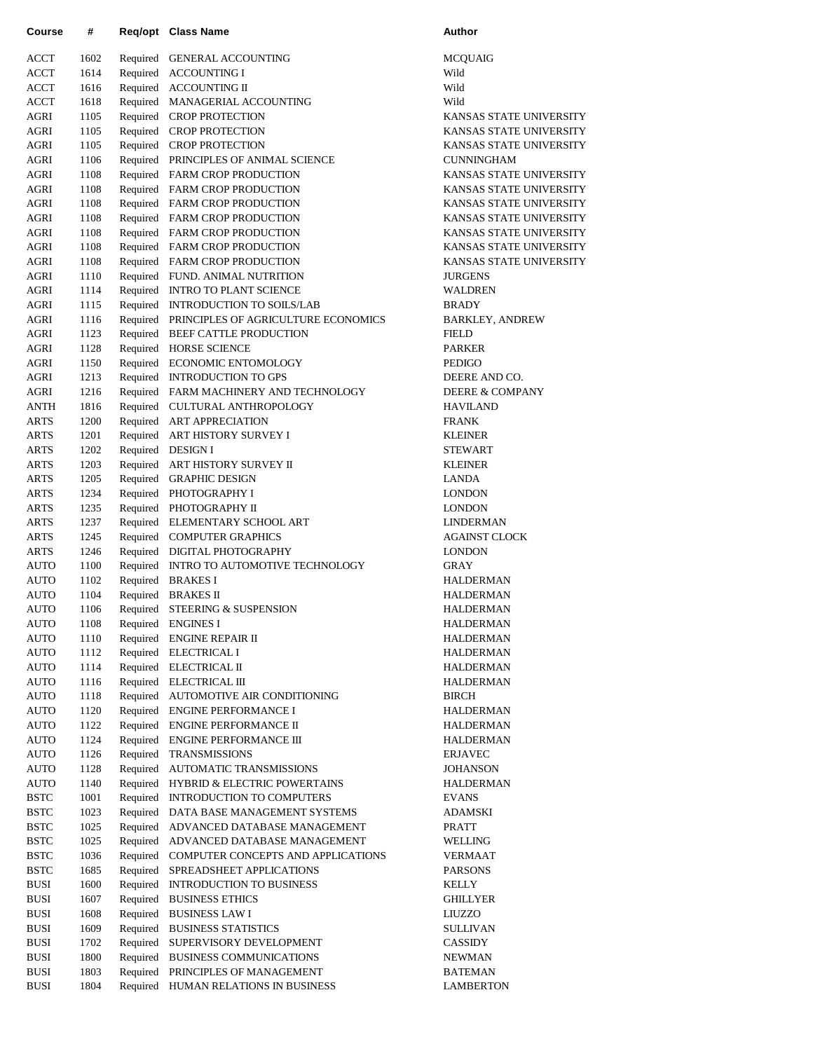| Course | # | Req/opt | Class Name | Author |
|---|---|---|---|---|
| ACCT | 1602 | Required | GENERAL ACCOUNTING | MCQUAIG |
| ACCT | 1614 | Required | ACCOUNTING I | Wild |
| ACCT | 1616 | Required | ACCOUNTING II | Wild |
| ACCT | 1618 | Required | MANAGERIAL ACCOUNTING | Wild |
| AGRI | 1105 | Required | CROP PROTECTION | KANSAS STATE UNIVERSITY |
| AGRI | 1105 | Required | CROP PROTECTION | KANSAS STATE UNIVERSITY |
| AGRI | 1105 | Required | CROP PROTECTION | KANSAS STATE UNIVERSITY |
| AGRI | 1106 | Required | PRINCIPLES OF ANIMAL SCIENCE | CUNNINGHAM |
| AGRI | 1108 | Required | FARM CROP PRODUCTION | KANSAS STATE UNIVERSITY |
| AGRI | 1108 | Required | FARM CROP PRODUCTION | KANSAS STATE UNIVERSITY |
| AGRI | 1108 | Required | FARM CROP PRODUCTION | KANSAS STATE UNIVERSITY |
| AGRI | 1108 | Required | FARM CROP PRODUCTION | KANSAS STATE UNIVERSITY |
| AGRI | 1108 | Required | FARM CROP PRODUCTION | KANSAS STATE UNIVERSITY |
| AGRI | 1108 | Required | FARM CROP PRODUCTION | KANSAS STATE UNIVERSITY |
| AGRI | 1108 | Required | FARM CROP PRODUCTION | KANSAS STATE UNIVERSITY |
| AGRI | 1110 | Required | FUND. ANIMAL NUTRITION | JURGENS |
| AGRI | 1114 | Required | INTRO TO PLANT SCIENCE | WALDREN |
| AGRI | 1115 | Required | INTRODUCTION TO SOILS/LAB | BRADY |
| AGRI | 1116 | Required | PRINCIPLES OF AGRICULTURE ECONOMICS | BARKLEY, ANDREW |
| AGRI | 1123 | Required | BEEF CATTLE PRODUCTION | FIELD |
| AGRI | 1128 | Required | HORSE SCIENCE | PARKER |
| AGRI | 1150 | Required | ECONOMIC ENTOMOLOGY | PEDIGO |
| AGRI | 1213 | Required | INTRODUCTION TO GPS | DEERE AND CO. |
| AGRI | 1216 | Required | FARM MACHINERY AND TECHNOLOGY | DEERE & COMPANY |
| ANTH | 1816 | Required | CULTURAL ANTHROPOLOGY | HAVILAND |
| ARTS | 1200 | Required | ART APPRECIATION | FRANK |
| ARTS | 1201 | Required | ART HISTORY SURVEY I | KLEINER |
| ARTS | 1202 | Required | DESIGN I | STEWART |
| ARTS | 1203 | Required | ART HISTORY SURVEY II | KLEINER |
| ARTS | 1205 | Required | GRAPHIC DESIGN | LANDA |
| ARTS | 1234 | Required | PHOTOGRAPHY I | LONDON |
| ARTS | 1235 | Required | PHOTOGRAPHY II | LONDON |
| ARTS | 1237 | Required | ELEMENTARY SCHOOL ART | LINDERMAN |
| ARTS | 1245 | Required | COMPUTER GRAPHICS | AGAINST CLOCK |
| ARTS | 1246 | Required | DIGITAL PHOTOGRAPHY | LONDON |
| AUTO | 1100 | Required | INTRO TO AUTOMOTIVE TECHNOLOGY | GRAY |
| AUTO | 1102 | Required | BRAKES I | HALDERMAN |
| AUTO | 1104 | Required | BRAKES II | HALDERMAN |
| AUTO | 1106 | Required | STEERING & SUSPENSION | HALDERMAN |
| AUTO | 1108 | Required | ENGINES I | HALDERMAN |
| AUTO | 1110 | Required | ENGINE REPAIR II | HALDERMAN |
| AUTO | 1112 | Required | ELECTRICAL I | HALDERMAN |
| AUTO | 1114 | Required | ELECTRICAL II | HALDERMAN |
| AUTO | 1116 | Required | ELECTRICAL III | HALDERMAN |
| AUTO | 1118 | Required | AUTOMOTIVE AIR CONDITIONING | BIRCH |
| AUTO | 1120 | Required | ENGINE PERFORMANCE I | HALDERMAN |
| AUTO | 1122 | Required | ENGINE PERFORMANCE II | HALDERMAN |
| AUTO | 1124 | Required | ENGINE PERFORMANCE III | HALDERMAN |
| AUTO | 1126 | Required | TRANSMISSIONS | ERJAVEC |
| AUTO | 1128 | Required | AUTOMATIC TRANSMISSIONS | JOHANSON |
| AUTO | 1140 | Required | HYBRID & ELECTRIC POWERTAINS | HALDERMAN |
| BSTC | 1001 | Required | INTRODUCTION TO COMPUTERS | EVANS |
| BSTC | 1023 | Required | DATA BASE MANAGEMENT SYSTEMS | ADAMSKI |
| BSTC | 1025 | Required | ADVANCED DATABASE MANAGEMENT | PRATT |
| BSTC | 1025 | Required | ADVANCED DATABASE MANAGEMENT | WELLING |
| BSTC | 1036 | Required | COMPUTER CONCEPTS AND APPLICATIONS | VERMAAT |
| BSTC | 1685 | Required | SPREADSHEET APPLICATIONS | PARSONS |
| BUSI | 1600 | Required | INTRODUCTION TO BUSINESS | KELLY |
| BUSI | 1607 | Required | BUSINESS ETHICS | GHILLYER |
| BUSI | 1608 | Required | BUSINESS LAW I | LIUZZO |
| BUSI | 1609 | Required | BUSINESS STATISTICS | SULLIVAN |
| BUSI | 1702 | Required | SUPERVISORY DEVELOPMENT | CASSIDY |
| BUSI | 1800 | Required | BUSINESS COMMUNICATIONS | NEWMAN |
| BUSI | 1803 | Required | PRINCIPLES OF MANAGEMENT | BATEMAN |
| BUSI | 1804 | Required | HUMAN RELATIONS IN BUSINESS | LAMBERTON |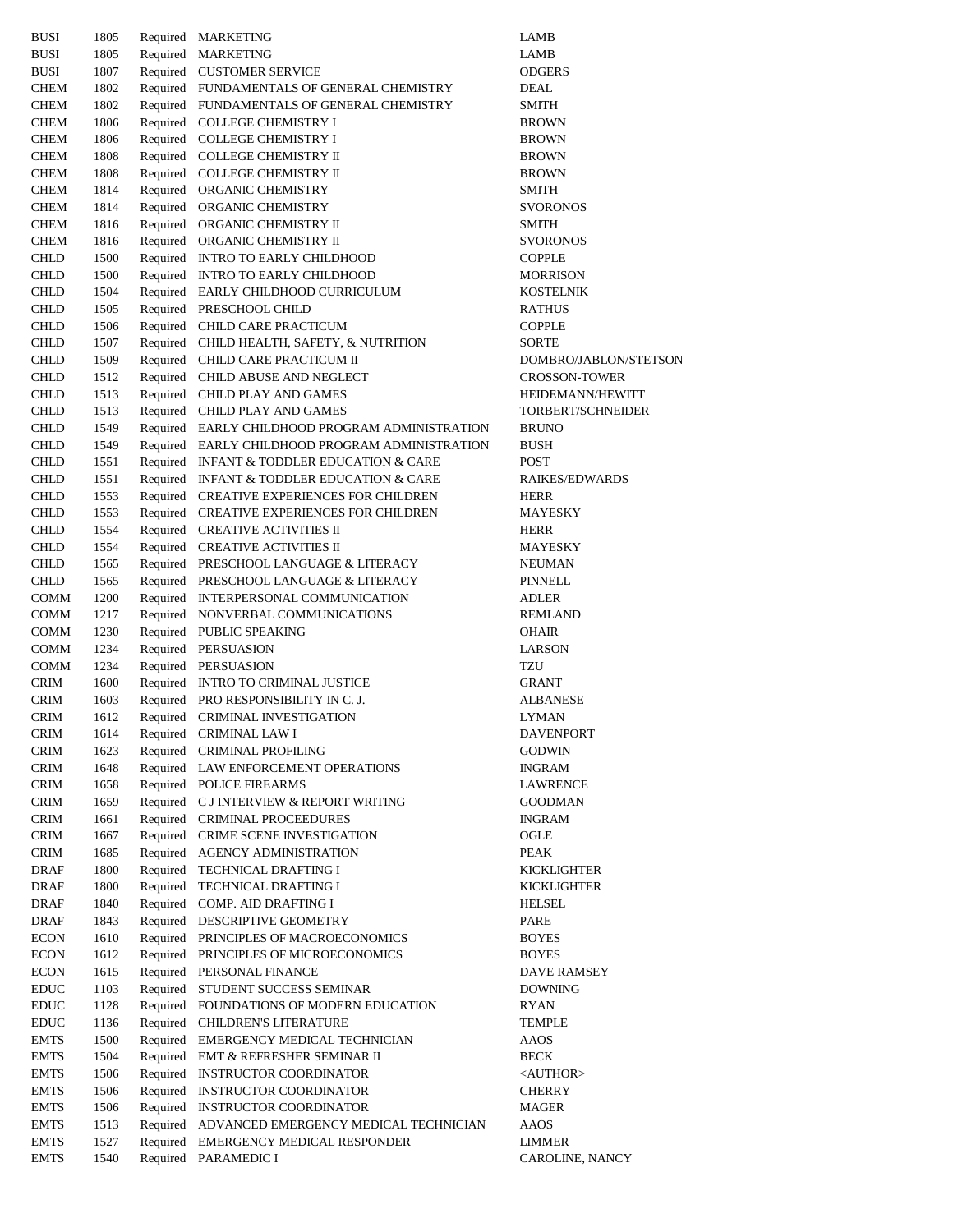| | | | | |
|---|---|---|---|---|
| BUSI | 1805 | Required | MARKETING | LAMB |
| BUSI | 1805 | Required | MARKETING | LAMB |
| BUSI | 1807 | Required | CUSTOMER SERVICE | ODGERS |
| CHEM | 1802 | Required | FUNDAMENTALS OF GENERAL CHEMISTRY | DEAL |
| CHEM | 1802 | Required | FUNDAMENTALS OF GENERAL CHEMISTRY | SMITH |
| CHEM | 1806 | Required | COLLEGE CHEMISTRY I | BROWN |
| CHEM | 1806 | Required | COLLEGE CHEMISTRY I | BROWN |
| CHEM | 1808 | Required | COLLEGE CHEMISTRY II | BROWN |
| CHEM | 1808 | Required | COLLEGE CHEMISTRY II | BROWN |
| CHEM | 1814 | Required | ORGANIC CHEMISTRY | SMITH |
| CHEM | 1814 | Required | ORGANIC CHEMISTRY | SVORONOS |
| CHEM | 1816 | Required | ORGANIC CHEMISTRY II | SMITH |
| CHEM | 1816 | Required | ORGANIC CHEMISTRY II | SVORONOS |
| CHLD | 1500 | Required | INTRO TO EARLY CHILDHOOD | COPPLE |
| CHLD | 1500 | Required | INTRO TO EARLY CHILDHOOD | MORRISON |
| CHLD | 1504 | Required | EARLY CHILDHOOD CURRICULUM | KOSTELNIK |
| CHLD | 1505 | Required | PRESCHOOL CHILD | RATHUS |
| CHLD | 1506 | Required | CHILD CARE PRACTICUM | COPPLE |
| CHLD | 1507 | Required | CHILD HEALTH, SAFETY, & NUTRITION | SORTE |
| CHLD | 1509 | Required | CHILD CARE PRACTICUM II | DOMBRO/JABLON/STETSON |
| CHLD | 1512 | Required | CHILD ABUSE AND NEGLECT | CROSSON-TOWER |
| CHLD | 1513 | Required | CHILD PLAY AND GAMES | HEIDEMANN/HEWITT |
| CHLD | 1513 | Required | CHILD PLAY AND GAMES | TORBERT/SCHNEIDER |
| CHLD | 1549 | Required | EARLY CHILDHOOD PROGRAM ADMINISTRATION | BRUNO |
| CHLD | 1549 | Required | EARLY CHILDHOOD PROGRAM ADMINISTRATION | BUSH |
| CHLD | 1551 | Required | INFANT & TODDLER EDUCATION & CARE | POST |
| CHLD | 1551 | Required | INFANT & TODDLER EDUCATION & CARE | RAIKES/EDWARDS |
| CHLD | 1553 | Required | CREATIVE EXPERIENCES FOR CHILDREN | HERR |
| CHLD | 1553 | Required | CREATIVE EXPERIENCES FOR CHILDREN | MAYESKY |
| CHLD | 1554 | Required | CREATIVE ACTIVITIES II | HERR |
| CHLD | 1554 | Required | CREATIVE ACTIVITIES II | MAYESKY |
| CHLD | 1565 | Required | PRESCHOOL LANGUAGE & LITERACY | NEUMAN |
| CHLD | 1565 | Required | PRESCHOOL LANGUAGE & LITERACY | PINNELL |
| COMM | 1200 | Required | INTERPERSONAL COMMUNICATION | ADLER |
| COMM | 1217 | Required | NONVERBAL COMMUNICATIONS | REMLAND |
| COMM | 1230 | Required | PUBLIC SPEAKING | OHAIR |
| COMM | 1234 | Required | PERSUASION | LARSON |
| COMM | 1234 | Required | PERSUASION | TZU |
| CRIM | 1600 | Required | INTRO TO CRIMINAL JUSTICE | GRANT |
| CRIM | 1603 | Required | PRO RESPONSIBILITY IN C. J. | ALBANESE |
| CRIM | 1612 | Required | CRIMINAL INVESTIGATION | LYMAN |
| CRIM | 1614 | Required | CRIMINAL LAW I | DAVENPORT |
| CRIM | 1623 | Required | CRIMINAL PROFILING | GODWIN |
| CRIM | 1648 | Required | LAW ENFORCEMENT OPERATIONS | INGRAM |
| CRIM | 1658 | Required | POLICE FIREARMS | LAWRENCE |
| CRIM | 1659 | Required | C J INTERVIEW & REPORT WRITING | GOODMAN |
| CRIM | 1661 | Required | CRIMINAL PROCEEDURES | INGRAM |
| CRIM | 1667 | Required | CRIME SCENE INVESTIGATION | OGLE |
| CRIM | 1685 | Required | AGENCY ADMINISTRATION | PEAK |
| DRAF | 1800 | Required | TECHNICAL DRAFTING I | KICKLIGHTER |
| DRAF | 1800 | Required | TECHNICAL DRAFTING I | KICKLIGHTER |
| DRAF | 1840 | Required | COMP. AID DRAFTING I | HELSEL |
| DRAF | 1843 | Required | DESCRIPTIVE GEOMETRY | PARE |
| ECON | 1610 | Required | PRINCIPLES OF MACROECONOMICS | BOYES |
| ECON | 1612 | Required | PRINCIPLES OF MICROECONOMICS | BOYES |
| ECON | 1615 | Required | PERSONAL FINANCE | DAVE RAMSEY |
| EDUC | 1103 | Required | STUDENT SUCCESS SEMINAR | DOWNING |
| EDUC | 1128 | Required | FOUNDATIONS OF MODERN EDUCATION | RYAN |
| EDUC | 1136 | Required | CHILDREN'S LITERATURE | TEMPLE |
| EMTS | 1500 | Required | EMERGENCY MEDICAL TECHNICIAN | AAOS |
| EMTS | 1504 | Required | EMT & REFRESHER SEMINAR II | BECK |
| EMTS | 1506 | Required | INSTRUCTOR COORDINATOR | <AUTHOR> |
| EMTS | 1506 | Required | INSTRUCTOR COORDINATOR | CHERRY |
| EMTS | 1506 | Required | INSTRUCTOR COORDINATOR | MAGER |
| EMTS | 1513 | Required | ADVANCED EMERGENCY MEDICAL TECHNICIAN | AAOS |
| EMTS | 1527 | Required | EMERGENCY MEDICAL RESPONDER | LIMMER |
| EMTS | 1540 | Required | PARAMEDIC I | CAROLINE, NANCY |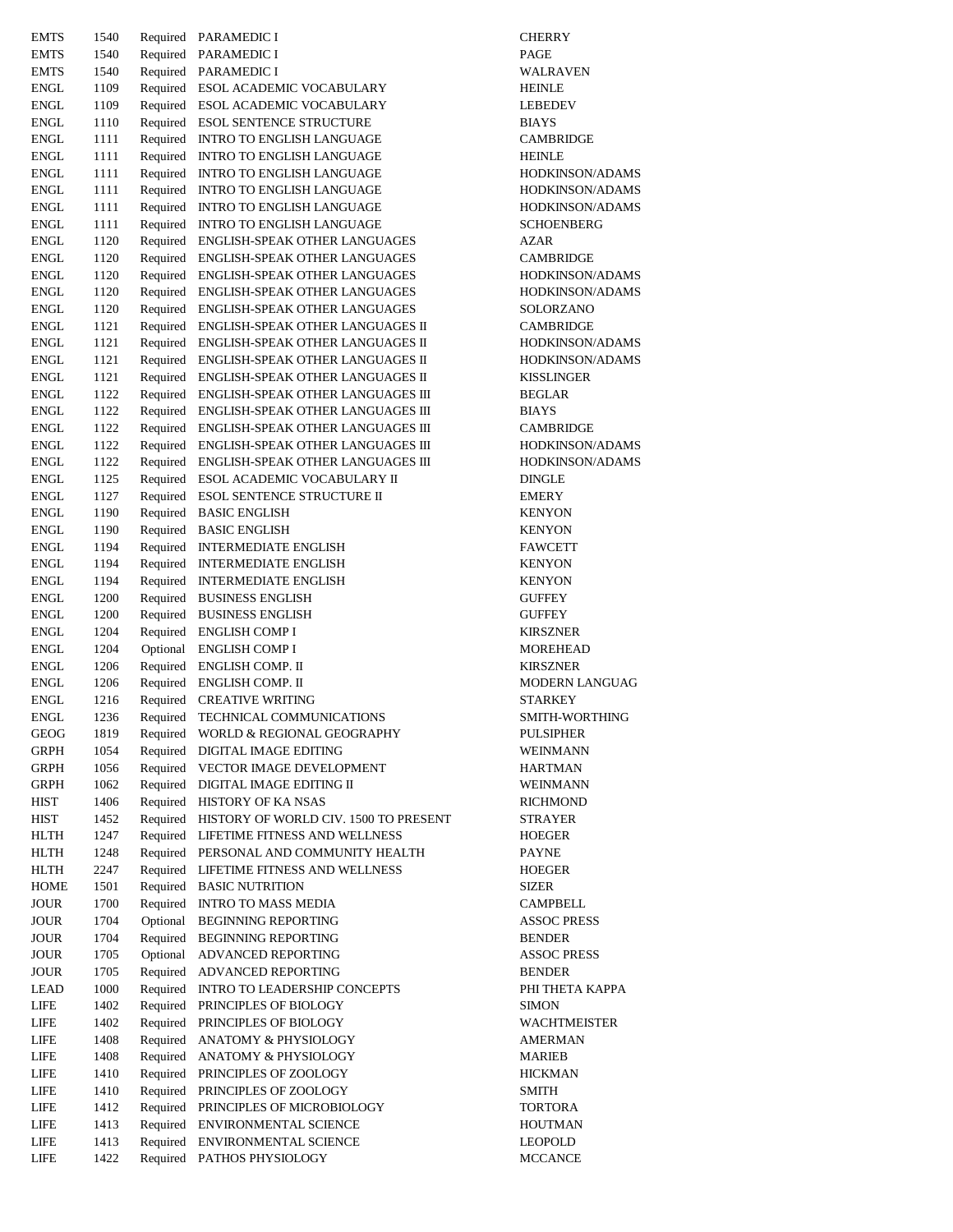| | | | | |
|---|---|---|---|---|
| EMTS | 1540 | Required | PARAMEDIC I | CHERRY |
| EMTS | 1540 | Required | PARAMEDIC I | PAGE |
| EMTS | 1540 | Required | PARAMEDIC I | WALRAVEN |
| ENGL | 1109 | Required | ESOL ACADEMIC VOCABULARY | HEINLE |
| ENGL | 1109 | Required | ESOL ACADEMIC VOCABULARY | LEBEDEV |
| ENGL | 1110 | Required | ESOL SENTENCE STRUCTURE | BIAYS |
| ENGL | 1111 | Required | INTRO TO ENGLISH LANGUAGE | CAMBRIDGE |
| ENGL | 1111 | Required | INTRO TO ENGLISH LANGUAGE | HEINLE |
| ENGL | 1111 | Required | INTRO TO ENGLISH LANGUAGE | HODKINSON/ADAMS |
| ENGL | 1111 | Required | INTRO TO ENGLISH LANGUAGE | HODKINSON/ADAMS |
| ENGL | 1111 | Required | INTRO TO ENGLISH LANGUAGE | HODKINSON/ADAMS |
| ENGL | 1111 | Required | INTRO TO ENGLISH LANGUAGE | SCHOENBERG |
| ENGL | 1120 | Required | ENGLISH-SPEAK OTHER LANGUAGES | AZAR |
| ENGL | 1120 | Required | ENGLISH-SPEAK OTHER LANGUAGES | CAMBRIDGE |
| ENGL | 1120 | Required | ENGLISH-SPEAK OTHER LANGUAGES | HODKINSON/ADAMS |
| ENGL | 1120 | Required | ENGLISH-SPEAK OTHER LANGUAGES | HODKINSON/ADAMS |
| ENGL | 1120 | Required | ENGLISH-SPEAK OTHER LANGUAGES | SOLORZANO |
| ENGL | 1121 | Required | ENGLISH-SPEAK OTHER LANGUAGES II | CAMBRIDGE |
| ENGL | 1121 | Required | ENGLISH-SPEAK OTHER LANGUAGES II | HODKINSON/ADAMS |
| ENGL | 1121 | Required | ENGLISH-SPEAK OTHER LANGUAGES II | HODKINSON/ADAMS |
| ENGL | 1121 | Required | ENGLISH-SPEAK OTHER LANGUAGES II | KISSLINGER |
| ENGL | 1122 | Required | ENGLISH-SPEAK OTHER LANGUAGES III | BEGLAR |
| ENGL | 1122 | Required | ENGLISH-SPEAK OTHER LANGUAGES III | BIAYS |
| ENGL | 1122 | Required | ENGLISH-SPEAK OTHER LANGUAGES III | CAMBRIDGE |
| ENGL | 1122 | Required | ENGLISH-SPEAK OTHER LANGUAGES III | HODKINSON/ADAMS |
| ENGL | 1122 | Required | ENGLISH-SPEAK OTHER LANGUAGES III | HODKINSON/ADAMS |
| ENGL | 1125 | Required | ESOL ACADEMIC VOCABULARY II | DINGLE |
| ENGL | 1127 | Required | ESOL SENTENCE STRUCTURE II | EMERY |
| ENGL | 1190 | Required | BASIC ENGLISH | KENYON |
| ENGL | 1190 | Required | BASIC ENGLISH | KENYON |
| ENGL | 1194 | Required | INTERMEDIATE ENGLISH | FAWCETT |
| ENGL | 1194 | Required | INTERMEDIATE ENGLISH | KENYON |
| ENGL | 1194 | Required | INTERMEDIATE ENGLISH | KENYON |
| ENGL | 1200 | Required | BUSINESS ENGLISH | GUFFEY |
| ENGL | 1200 | Required | BUSINESS ENGLISH | GUFFEY |
| ENGL | 1204 | Required | ENGLISH COMP I | KIRSZNER |
| ENGL | 1204 | Optional | ENGLISH COMP I | MOREHEAD |
| ENGL | 1206 | Required | ENGLISH COMP. II | KIRSZNER |
| ENGL | 1206 | Required | ENGLISH COMP. II | MODERN LANGUAG |
| ENGL | 1216 | Required | CREATIVE WRITING | STARKEY |
| ENGL | 1236 | Required | TECHNICAL COMMUNICATIONS | SMITH-WORTHING |
| GEOG | 1819 | Required | WORLD & REGIONAL GEOGRAPHY | PULSIPHER |
| GRPH | 1054 | Required | DIGITAL IMAGE EDITING | WEINMANN |
| GRPH | 1056 | Required | VECTOR IMAGE DEVELOPMENT | HARTMAN |
| GRPH | 1062 | Required | DIGITAL IMAGE EDITING II | WEINMANN |
| HIST | 1406 | Required | HISTORY OF KA NSAS | RICHMOND |
| HIST | 1452 | Required | HISTORY OF WORLD CIV. 1500 TO PRESENT | STRAYER |
| HLTH | 1247 | Required | LIFETIME FITNESS AND WELLNESS | HOEGER |
| HLTH | 1248 | Required | PERSONAL AND COMMUNITY HEALTH | PAYNE |
| HLTH | 2247 | Required | LIFETIME FITNESS AND WELLNESS | HOEGER |
| HOME | 1501 | Required | BASIC NUTRITION | SIZER |
| JOUR | 1700 | Required | INTRO TO MASS MEDIA | CAMPBELL |
| JOUR | 1704 | Optional | BEGINNING REPORTING | ASSOC PRESS |
| JOUR | 1704 | Required | BEGINNING REPORTING | BENDER |
| JOUR | 1705 | Optional | ADVANCED REPORTING | ASSOC PRESS |
| JOUR | 1705 | Required | ADVANCED REPORTING | BENDER |
| LEAD | 1000 | Required | INTRO TO LEADERSHIP CONCEPTS | PHI THETA KAPPA |
| LIFE | 1402 | Required | PRINCIPLES OF BIOLOGY | SIMON |
| LIFE | 1402 | Required | PRINCIPLES OF BIOLOGY | WACHTMEISTER |
| LIFE | 1408 | Required | ANATOMY & PHYSIOLOGY | AMERMAN |
| LIFE | 1408 | Required | ANATOMY & PHYSIOLOGY | MARIEB |
| LIFE | 1410 | Required | PRINCIPLES OF ZOOLOGY | HICKMAN |
| LIFE | 1410 | Required | PRINCIPLES OF ZOOLOGY | SMITH |
| LIFE | 1412 | Required | PRINCIPLES OF MICROBIOLOGY | TORTORA |
| LIFE | 1413 | Required | ENVIRONMENTAL SCIENCE | HOUTMAN |
| LIFE | 1413 | Required | ENVIRONMENTAL SCIENCE | LEOPOLD |
| LIFE | 1422 | Required | PATHOS PHYSIOLOGY | MCCANCE |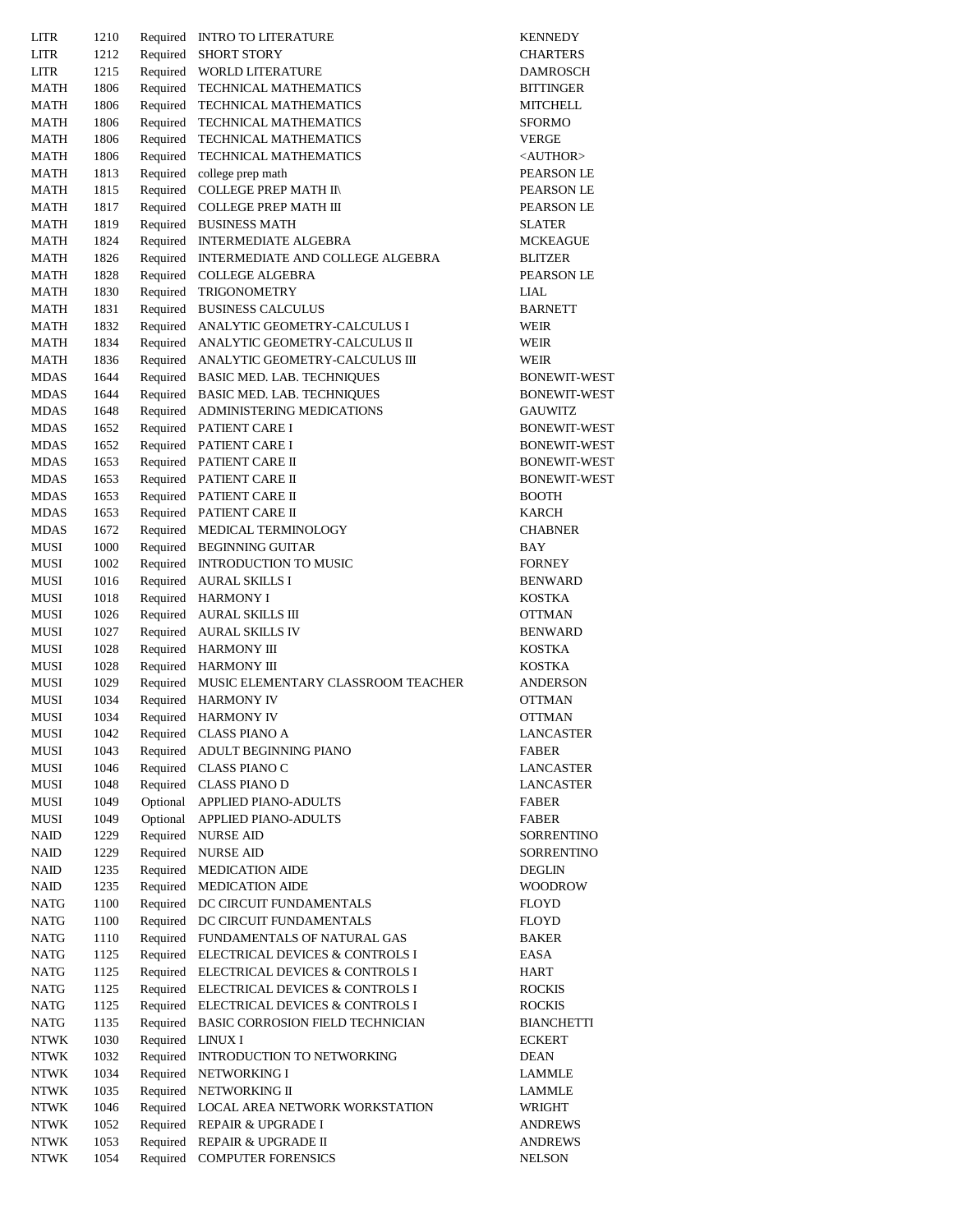| | | | | |
|---|---|---|---|---|
| LITR | 1210 | Required | INTRO TO LITERATURE | KENNEDY |
| LITR | 1212 | Required | SHORT STORY | CHARTERS |
| LITR | 1215 | Required | WORLD LITERATURE | DAMROSCH |
| MATH | 1806 | Required | TECHNICAL MATHEMATICS | BITTINGER |
| MATH | 1806 | Required | TECHNICAL MATHEMATICS | MITCHELL |
| MATH | 1806 | Required | TECHNICAL MATHEMATICS | SFORMO |
| MATH | 1806 | Required | TECHNICAL MATHEMATICS | VERGE |
| MATH | 1806 | Required | TECHNICAL MATHEMATICS | <AUTHOR> |
| MATH | 1813 | Required | college prep math | PEARSON LE |
| MATH | 1815 | Required | COLLEGE PREP MATH II\ | PEARSON LE |
| MATH | 1817 | Required | COLLEGE PREP MATH III | PEARSON LE |
| MATH | 1819 | Required | BUSINESS MATH | SLATER |
| MATH | 1824 | Required | INTERMEDIATE ALGEBRA | MCKEAGUE |
| MATH | 1826 | Required | INTERMEDIATE AND COLLEGE ALGEBRA | BLITZER |
| MATH | 1828 | Required | COLLEGE ALGEBRA | PEARSON LE |
| MATH | 1830 | Required | TRIGONOMETRY | LIAL |
| MATH | 1831 | Required | BUSINESS CALCULUS | BARNETT |
| MATH | 1832 | Required | ANALYTIC GEOMETRY-CALCULUS I | WEIR |
| MATH | 1834 | Required | ANALYTIC GEOMETRY-CALCULUS II | WEIR |
| MATH | 1836 | Required | ANALYTIC GEOMETRY-CALCULUS III | WEIR |
| MDAS | 1644 | Required | BASIC MED. LAB. TECHNIQUES | BONEWIT-WEST |
| MDAS | 1644 | Required | BASIC MED. LAB. TECHNIQUES | BONEWIT-WEST |
| MDAS | 1648 | Required | ADMINISTERING MEDICATIONS | GAUWITZ |
| MDAS | 1652 | Required | PATIENT CARE I | BONEWIT-WEST |
| MDAS | 1652 | Required | PATIENT CARE I | BONEWIT-WEST |
| MDAS | 1653 | Required | PATIENT CARE II | BONEWIT-WEST |
| MDAS | 1653 | Required | PATIENT CARE II | BONEWIT-WEST |
| MDAS | 1653 | Required | PATIENT CARE II | BOOTH |
| MDAS | 1653 | Required | PATIENT CARE II | KARCH |
| MDAS | 1672 | Required | MEDICAL TERMINOLOGY | CHABNER |
| MUSI | 1000 | Required | BEGINNING GUITAR | BAY |
| MUSI | 1002 | Required | INTRODUCTION TO MUSIC | FORNEY |
| MUSI | 1016 | Required | AURAL SKILLS I | BENWARD |
| MUSI | 1018 | Required | HARMONY I | KOSTKA |
| MUSI | 1026 | Required | AURAL SKILLS III | OTTMAN |
| MUSI | 1027 | Required | AURAL SKILLS IV | BENWARD |
| MUSI | 1028 | Required | HARMONY III | KOSTKA |
| MUSI | 1028 | Required | HARMONY III | KOSTKA |
| MUSI | 1029 | Required | MUSIC ELEMENTARY CLASSROOM TEACHER | ANDERSON |
| MUSI | 1034 | Required | HARMONY IV | OTTMAN |
| MUSI | 1034 | Required | HARMONY IV | OTTMAN |
| MUSI | 1042 | Required | CLASS PIANO A | LANCASTER |
| MUSI | 1043 | Required | ADULT BEGINNING PIANO | FABER |
| MUSI | 1046 | Required | CLASS PIANO C | LANCASTER |
| MUSI | 1048 | Required | CLASS PIANO D | LANCASTER |
| MUSI | 1049 | Optional | APPLIED PIANO-ADULTS | FABER |
| MUSI | 1049 | Optional | APPLIED PIANO-ADULTS | FABER |
| NAID | 1229 | Required | NURSE AID | SORRENTINO |
| NAID | 1229 | Required | NURSE AID | SORRENTINO |
| NAID | 1235 | Required | MEDICATION AIDE | DEGLIN |
| NAID | 1235 | Required | MEDICATION AIDE | WOODROW |
| NATG | 1100 | Required | DC CIRCUIT FUNDAMENTALS | FLOYD |
| NATG | 1100 | Required | DC CIRCUIT FUNDAMENTALS | FLOYD |
| NATG | 1110 | Required | FUNDAMENTALS OF NATURAL GAS | BAKER |
| NATG | 1125 | Required | ELECTRICAL DEVICES & CONTROLS I | EASA |
| NATG | 1125 | Required | ELECTRICAL DEVICES & CONTROLS I | HART |
| NATG | 1125 | Required | ELECTRICAL DEVICES & CONTROLS I | ROCKIS |
| NATG | 1125 | Required | ELECTRICAL DEVICES & CONTROLS I | ROCKIS |
| NATG | 1135 | Required | BASIC CORROSION FIELD TECHNICIAN | BIANCHETTI |
| NTWK | 1030 | Required | LINUX I | ECKERT |
| NTWK | 1032 | Required | INTRODUCTION TO NETWORKING | DEAN |
| NTWK | 1034 | Required | NETWORKING I | LAMMLE |
| NTWK | 1035 | Required | NETWORKING II | LAMMLE |
| NTWK | 1046 | Required | LOCAL AREA NETWORK WORKSTATION | WRIGHT |
| NTWK | 1052 | Required | REPAIR & UPGRADE I | ANDREWS |
| NTWK | 1053 | Required | REPAIR & UPGRADE II | ANDREWS |
| NTWK | 1054 | Required | COMPUTER FORENSICS | NELSON |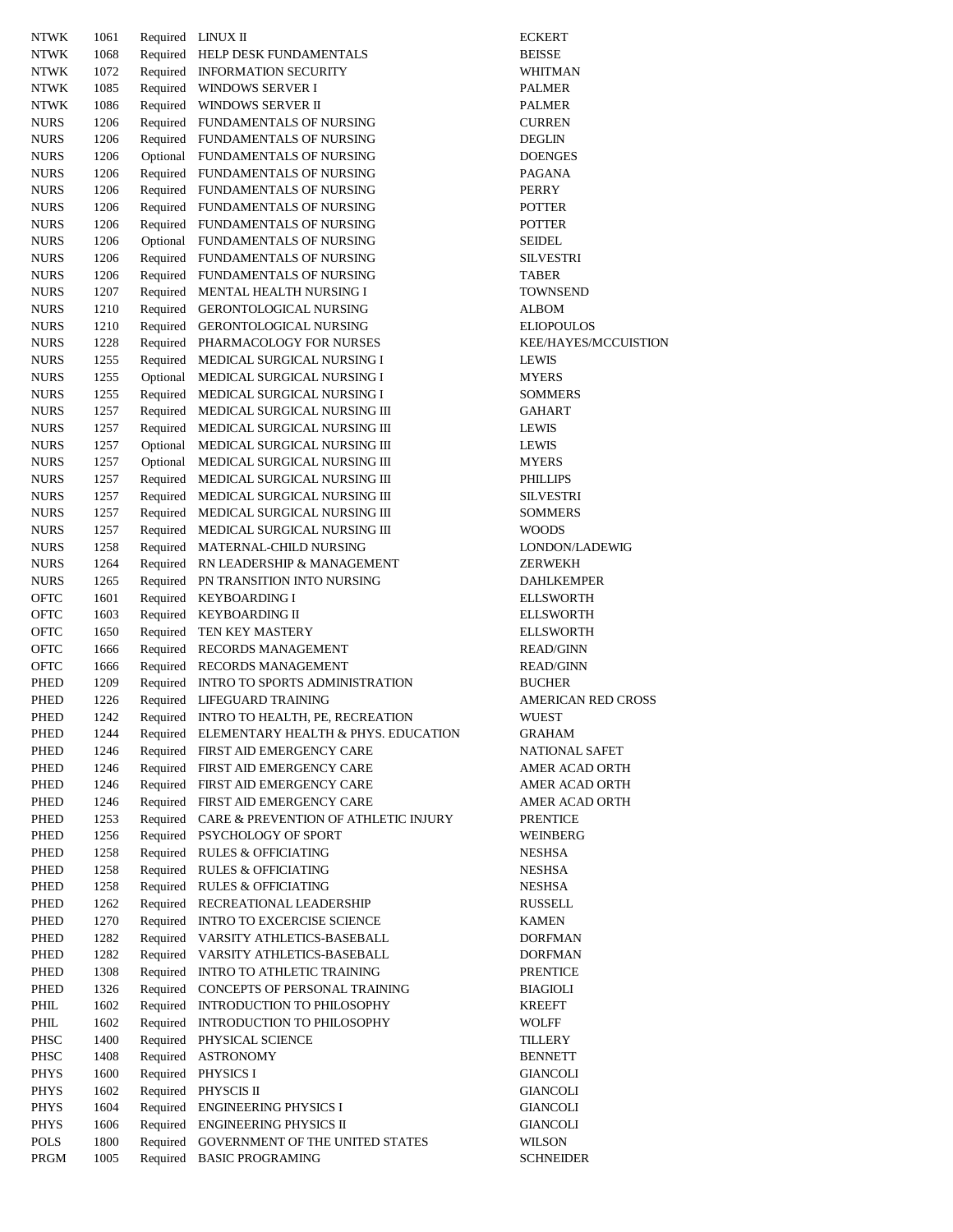| | | | | |
|---|---|---|---|---|
| NTWK | 1061 | Required | LINUX II | ECKERT |
| NTWK | 1068 | Required | HELP DESK FUNDAMENTALS | BEISSE |
| NTWK | 1072 | Required | INFORMATION SECURITY | WHITMAN |
| NTWK | 1085 | Required | WINDOWS SERVER I | PALMER |
| NTWK | 1086 | Required | WINDOWS SERVER II | PALMER |
| NURS | 1206 | Required | FUNDAMENTALS OF NURSING | CURREN |
| NURS | 1206 | Required | FUNDAMENTALS OF NURSING | DEGLIN |
| NURS | 1206 | Optional | FUNDAMENTALS OF NURSING | DOENGES |
| NURS | 1206 | Required | FUNDAMENTALS OF NURSING | PAGANA |
| NURS | 1206 | Required | FUNDAMENTALS OF NURSING | PERRY |
| NURS | 1206 | Required | FUNDAMENTALS OF NURSING | POTTER |
| NURS | 1206 | Required | FUNDAMENTALS OF NURSING | POTTER |
| NURS | 1206 | Optional | FUNDAMENTALS OF NURSING | SEIDEL |
| NURS | 1206 | Required | FUNDAMENTALS OF NURSING | SILVESTRI |
| NURS | 1206 | Required | FUNDAMENTALS OF NURSING | TABER |
| NURS | 1207 | Required | MENTAL HEALTH NURSING I | TOWNSEND |
| NURS | 1210 | Required | GERONTOLOGICAL NURSING | ALBOM |
| NURS | 1210 | Required | GERONTOLOGICAL NURSING | ELIOPOULOS |
| NURS | 1228 | Required | PHARMACOLOGY FOR NURSES | KEE/HAYES/MCCUISTION |
| NURS | 1255 | Required | MEDICAL SURGICAL NURSING I | LEWIS |
| NURS | 1255 | Optional | MEDICAL SURGICAL NURSING I | MYERS |
| NURS | 1255 | Required | MEDICAL SURGICAL NURSING I | SOMMERS |
| NURS | 1257 | Required | MEDICAL SURGICAL NURSING III | GAHART |
| NURS | 1257 | Required | MEDICAL SURGICAL NURSING III | LEWIS |
| NURS | 1257 | Optional | MEDICAL SURGICAL NURSING III | LEWIS |
| NURS | 1257 | Optional | MEDICAL SURGICAL NURSING III | MYERS |
| NURS | 1257 | Required | MEDICAL SURGICAL NURSING III | PHILLIPS |
| NURS | 1257 | Required | MEDICAL SURGICAL NURSING III | SILVESTRI |
| NURS | 1257 | Required | MEDICAL SURGICAL NURSING III | SOMMERS |
| NURS | 1257 | Required | MEDICAL SURGICAL NURSING III | WOODS |
| NURS | 1258 | Required | MATERNAL-CHILD NURSING | LONDON/LADEWIG |
| NURS | 1264 | Required | RN LEADERSHIP & MANAGEMENT | ZERWEKH |
| NURS | 1265 | Required | PN TRANSITION INTO NURSING | DAHLKEMPER |
| OFTC | 1601 | Required | KEYBOARDING I | ELLSWORTH |
| OFTC | 1603 | Required | KEYBOARDING II | ELLSWORTH |
| OFTC | 1650 | Required | TEN KEY MASTERY | ELLSWORTH |
| OFTC | 1666 | Required | RECORDS MANAGEMENT | READ/GINN |
| OFTC | 1666 | Required | RECORDS MANAGEMENT | READ/GINN |
| PHED | 1209 | Required | INTRO TO SPORTS ADMINISTRATION | BUCHER |
| PHED | 1226 | Required | LIFEGUARD TRAINING | AMERICAN RED CROSS |
| PHED | 1242 | Required | INTRO TO HEALTH, PE, RECREATION | WUEST |
| PHED | 1244 | Required | ELEMENTARY HEALTH & PHYS. EDUCATION | GRAHAM |
| PHED | 1246 | Required | FIRST AID EMERGENCY CARE | NATIONAL SAFET |
| PHED | 1246 | Required | FIRST AID EMERGENCY CARE | AMER ACAD ORTH |
| PHED | 1246 | Required | FIRST AID EMERGENCY CARE | AMER ACAD ORTH |
| PHED | 1246 | Required | FIRST AID EMERGENCY CARE | AMER ACAD ORTH |
| PHED | 1253 | Required | CARE & PREVENTION OF ATHLETIC INJURY | PRENTICE |
| PHED | 1256 | Required | PSYCHOLOGY OF SPORT | WEINBERG |
| PHED | 1258 | Required | RULES & OFFICIATING | NESHSA |
| PHED | 1258 | Required | RULES & OFFICIATING | NESHSA |
| PHED | 1258 | Required | RULES & OFFICIATING | NESHSA |
| PHED | 1262 | Required | RECREATIONAL LEADERSHIP | RUSSELL |
| PHED | 1270 | Required | INTRO TO EXCERCISE SCIENCE | KAMEN |
| PHED | 1282 | Required | VARSITY ATHLETICS-BASEBALL | DORFMAN |
| PHED | 1282 | Required | VARSITY ATHLETICS-BASEBALL | DORFMAN |
| PHED | 1308 | Required | INTRO TO ATHLETIC TRAINING | PRENTICE |
| PHED | 1326 | Required | CONCEPTS OF PERSONAL TRAINING | BIAGIOLI |
| PHIL | 1602 | Required | INTRODUCTION TO PHILOSOPHY | KREEFT |
| PHIL | 1602 | Required | INTRODUCTION TO PHILOSOPHY | WOLFF |
| PHSC | 1400 | Required | PHYSICAL SCIENCE | TILLERY |
| PHSC | 1408 | Required | ASTRONOMY | BENNETT |
| PHYS | 1600 | Required | PHYSICS I | GIANCOLI |
| PHYS | 1602 | Required | PHYSCIS II | GIANCOLI |
| PHYS | 1604 | Required | ENGINEERING PHYSICS I | GIANCOLI |
| PHYS | 1606 | Required | ENGINEERING PHYSICS II | GIANCOLI |
| POLS | 1800 | Required | GOVERNMENT OF THE UNITED STATES | WILSON |
| PRGM | 1005 | Required | BASIC PROGRAMING | SCHNEIDER |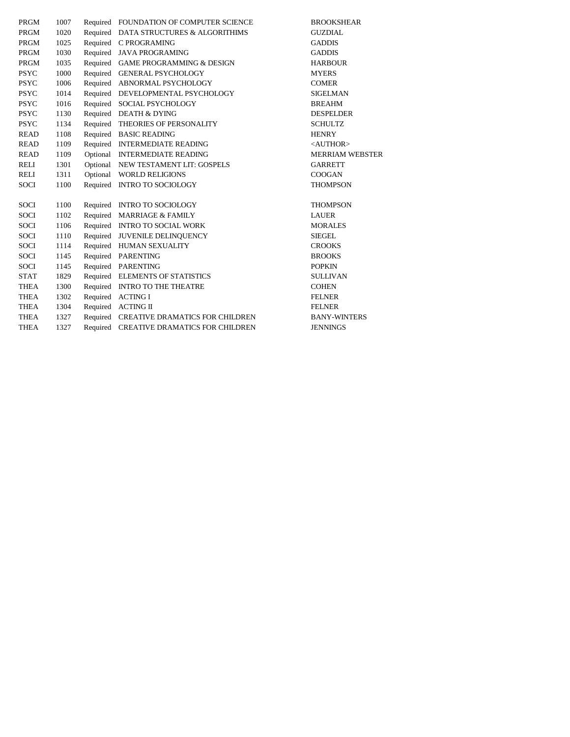| | | | | |
|---|---|---|---|---|
| PRGM | 1007 | Required | FOUNDATION OF COMPUTER SCIENCE | BROOKSHEAR |
| PRGM | 1020 | Required | DATA STRUCTURES & ALGORITHIMS | GUZDIAL |
| PRGM | 1025 | Required | C PROGRAMING | GADDIS |
| PRGM | 1030 | Required | JAVA PROGRAMING | GADDIS |
| PRGM | 1035 | Required | GAME PROGRAMMING & DESIGN | HARBOUR |
| PSYC | 1000 | Required | GENERAL PSYCHOLOGY | MYERS |
| PSYC | 1006 | Required | ABNORMAL PSYCHOLOGY | COMER |
| PSYC | 1014 | Required | DEVELOPMENTAL PSYCHOLOGY | SIGELMAN |
| PSYC | 1016 | Required | SOCIAL PSYCHOLOGY | BREAHM |
| PSYC | 1130 | Required | DEATH & DYING | DESPELDER |
| PSYC | 1134 | Required | THEORIES OF PERSONALITY | SCHULTZ |
| READ | 1108 | Required | BASIC READING | HENRY |
| READ | 1109 | Required | INTERMEDIATE READING | <AUTHOR> |
| READ | 1109 | Optional | INTERMEDIATE READING | MERRIAM WEBSTER |
| RELI | 1301 | Optional | NEW TESTAMENT LIT: GOSPELS | GARRETT |
| RELI | 1311 | Optional | WORLD RELIGIONS | COOGAN |
| SOCI | 1100 | Required | INTRO TO SOCIOLOGY | THOMPSON |
| | | | | |
| SOCI | 1100 | Required | INTRO TO SOCIOLOGY | THOMPSON |
| SOCI | 1102 | Required | MARRIAGE & FAMILY | LAUER |
| SOCI | 1106 | Required | INTRO TO SOCIAL WORK | MORALES |
| SOCI | 1110 | Required | JUVENILE DELINQUENCY | SIEGEL |
| SOCI | 1114 | Required | HUMAN SEXUALITY | CROOKS |
| SOCI | 1145 | Required | PARENTING | BROOKS |
| SOCI | 1145 | Required | PARENTING | POPKIN |
| STAT | 1829 | Required | ELEMENTS OF STATISTICS | SULLIVAN |
| THEA | 1300 | Required | INTRO TO THE THEATRE | COHEN |
| THEA | 1302 | Required | ACTING I | FELNER |
| THEA | 1304 | Required | ACTING II | FELNER |
| THEA | 1327 | Required | CREATIVE DRAMATICS FOR CHILDREN | BANY-WINTERS |
| THEA | 1327 | Required | CREATIVE DRAMATICS FOR CHILDREN | JENNINGS |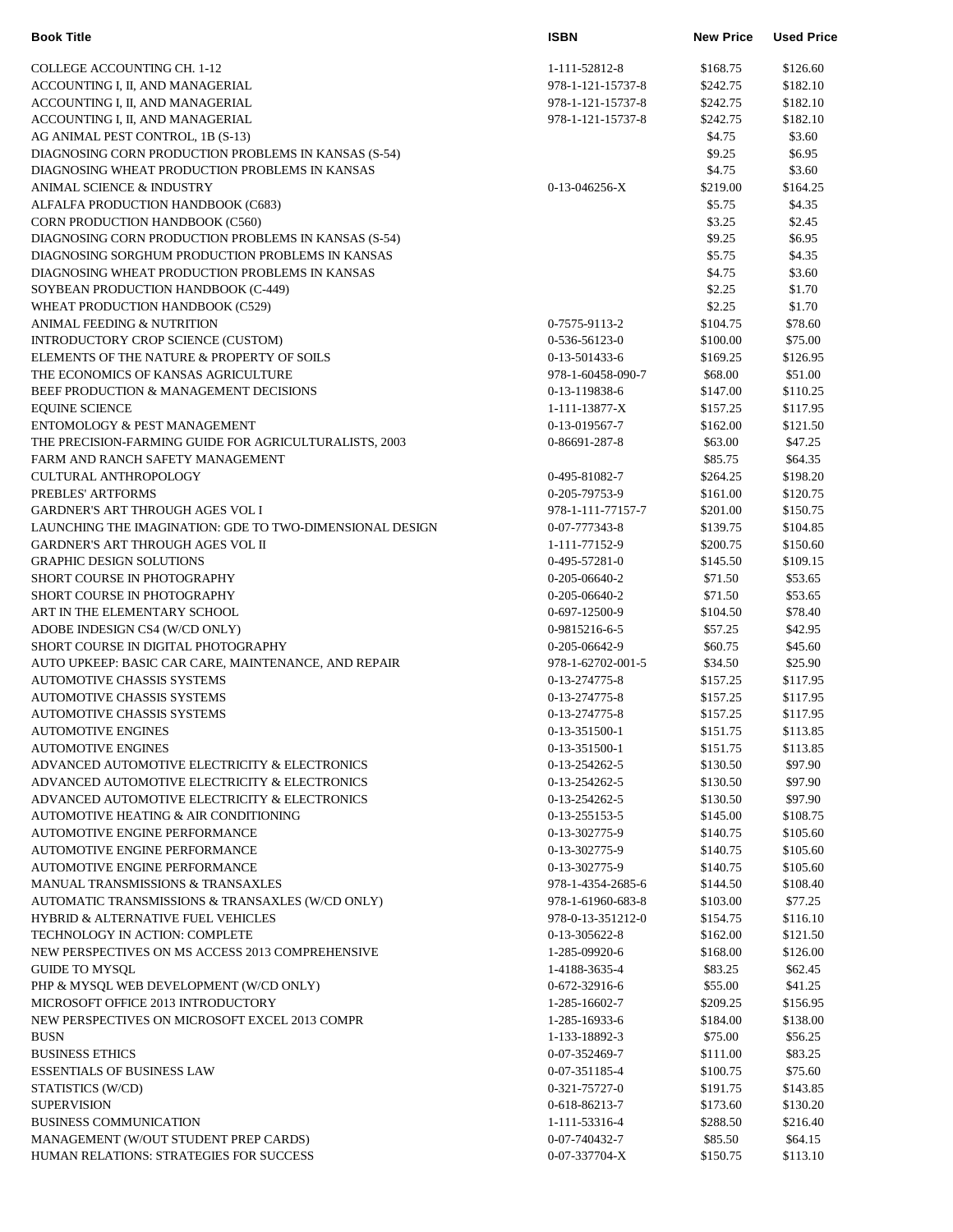| Book Title | ISBN | New Price | Used Price |
|---|---|---|---|
| COLLEGE ACCOUNTING CH. 1-12 | 1-111-52812-8 | $168.75 | $126.60 |
| ACCOUNTING I, II, AND MANAGERIAL | 978-1-121-15737-8 | $242.75 | $182.10 |
| ACCOUNTING I, II, AND MANAGERIAL | 978-1-121-15737-8 | $242.75 | $182.10 |
| ACCOUNTING I, II, AND MANAGERIAL | 978-1-121-15737-8 | $242.75 | $182.10 |
| AG ANIMAL PEST CONTROL, 1B (S-13) | | $4.75 | $3.60 |
| DIAGNOSING CORN PRODUCTION PROBLEMS IN KANSAS (S-54) | | $9.25 | $6.95 |
| DIAGNOSING WHEAT PRODUCTION PROBLEMS IN KANSAS | | $4.75 | $3.60 |
| ANIMAL SCIENCE & INDUSTRY | 0-13-046256-X | $219.00 | $164.25 |
| ALFALFA PRODUCTION HANDBOOK (C683) | | $5.75 | $4.35 |
| CORN PRODUCTION HANDBOOK (C560) | | $3.25 | $2.45 |
| DIAGNOSING CORN PRODUCTION PROBLEMS IN KANSAS (S-54) | | $9.25 | $6.95 |
| DIAGNOSING SORGHUM PRODUCTION PROBLEMS IN KANSAS | | $5.75 | $4.35 |
| DIAGNOSING WHEAT PRODUCTION PROBLEMS IN KANSAS | | $4.75 | $3.60 |
| SOYBEAN PRODUCTION HANDBOOK (C-449) | | $2.25 | $1.70 |
| WHEAT PRODUCTION HANDBOOK (C529) | | $2.25 | $1.70 |
| ANIMAL FEEDING & NUTRITION | 0-7575-9113-2 | $104.75 | $78.60 |
| INTRODUCTORY CROP SCIENCE (CUSTOM) | 0-536-56123-0 | $100.00 | $75.00 |
| ELEMENTS OF THE NATURE & PROPERTY OF SOILS | 0-13-501433-6 | $169.25 | $126.95 |
| THE ECONOMICS OF KANSAS AGRICULTURE | 978-1-60458-090-7 | $68.00 | $51.00 |
| BEEF PRODUCTION & MANAGEMENT DECISIONS | 0-13-119838-6 | $147.00 | $110.25 |
| EQUINE SCIENCE | 1-111-13877-X | $157.25 | $117.95 |
| ENTOMOLOGY & PEST MANAGEMENT | 0-13-019567-7 | $162.00 | $121.50 |
| THE PRECISION-FARMING GUIDE FOR AGRICULTURALISTS, 2003 | 0-86691-287-8 | $63.00 | $47.25 |
| FARM AND RANCH SAFETY MANAGEMENT | | $85.75 | $64.35 |
| CULTURAL ANTHROPOLOGY | 0-495-81082-7 | $264.25 | $198.20 |
| PREBLES' ARTFORMS | 0-205-79753-9 | $161.00 | $120.75 |
| GARDNER'S ART THROUGH AGES VOL I | 978-1-111-77157-7 | $201.00 | $150.75 |
| LAUNCHING THE IMAGINATION: GDE TO TWO-DIMENSIONAL DESIGN | 0-07-777343-8 | $139.75 | $104.85 |
| GARDNER'S ART THROUGH AGES VOL II | 1-111-77152-9 | $200.75 | $150.60 |
| GRAPHIC DESIGN SOLUTIONS | 0-495-57281-0 | $145.50 | $109.15 |
| SHORT COURSE IN PHOTOGRAPHY | 0-205-06640-2 | $71.50 | $53.65 |
| SHORT COURSE IN PHOTOGRAPHY | 0-205-06640-2 | $71.50 | $53.65 |
| ART IN THE ELEMENTARY SCHOOL | 0-697-12500-9 | $104.50 | $78.40 |
| ADOBE INDESIGN CS4 (W/CD ONLY) | 0-9815216-6-5 | $57.25 | $42.95 |
| SHORT COURSE IN DIGITAL PHOTOGRAPHY | 0-205-06642-9 | $60.75 | $45.60 |
| AUTO UPKEEP: BASIC CAR CARE, MAINTENANCE, AND REPAIR | 978-1-62702-001-5 | $34.50 | $25.90 |
| AUTOMOTIVE CHASSIS SYSTEMS | 0-13-274775-8 | $157.25 | $117.95 |
| AUTOMOTIVE CHASSIS SYSTEMS | 0-13-274775-8 | $157.25 | $117.95 |
| AUTOMOTIVE CHASSIS SYSTEMS | 0-13-274775-8 | $157.25 | $117.95 |
| AUTOMOTIVE ENGINES | 0-13-351500-1 | $151.75 | $113.85 |
| AUTOMOTIVE ENGINES | 0-13-351500-1 | $151.75 | $113.85 |
| ADVANCED AUTOMOTIVE ELECTRICITY & ELECTRONICS | 0-13-254262-5 | $130.50 | $97.90 |
| ADVANCED AUTOMOTIVE ELECTRICITY & ELECTRONICS | 0-13-254262-5 | $130.50 | $97.90 |
| ADVANCED AUTOMOTIVE ELECTRICITY & ELECTRONICS | 0-13-254262-5 | $130.50 | $97.90 |
| AUTOMOTIVE HEATING & AIR CONDITIONING | 0-13-255153-5 | $145.00 | $108.75 |
| AUTOMOTIVE ENGINE PERFORMANCE | 0-13-302775-9 | $140.75 | $105.60 |
| AUTOMOTIVE ENGINE PERFORMANCE | 0-13-302775-9 | $140.75 | $105.60 |
| AUTOMOTIVE ENGINE PERFORMANCE | 0-13-302775-9 | $140.75 | $105.60 |
| MANUAL TRANSMISSIONS & TRANSAXLES | 978-1-4354-2685-6 | $144.50 | $108.40 |
| AUTOMATIC TRANSMISSIONS & TRANSAXLES (W/CD ONLY) | 978-1-61960-683-8 | $103.00 | $77.25 |
| HYBRID & ALTERNATIVE FUEL VEHICLES | 978-0-13-351212-0 | $154.75 | $116.10 |
| TECHNOLOGY IN ACTION: COMPLETE | 0-13-305622-8 | $162.00 | $121.50 |
| NEW PERSPECTIVES ON MS ACCESS 2013 COMPREHENSIVE | 1-285-09920-6 | $168.00 | $126.00 |
| GUIDE TO MYSQL | 1-4188-3635-4 | $83.25 | $62.45 |
| PHP & MYSQL WEB DEVELOPMENT (W/CD ONLY) | 0-672-32916-6 | $55.00 | $41.25 |
| MICROSOFT OFFICE 2013 INTRODUCTORY | 1-285-16602-7 | $209.25 | $156.95 |
| NEW PERSPECTIVES ON MICROSOFT EXCEL 2013 COMPR | 1-285-16933-6 | $184.00 | $138.00 |
| BUSN | 1-133-18892-3 | $75.00 | $56.25 |
| BUSINESS ETHICS | 0-07-352469-7 | $111.00 | $83.25 |
| ESSENTIALS OF BUSINESS LAW | 0-07-351185-4 | $100.75 | $75.60 |
| STATISTICS (W/CD) | 0-321-75727-0 | $191.75 | $143.85 |
| SUPERVISION | 0-618-86213-7 | $173.60 | $130.20 |
| BUSINESS COMMUNICATION | 1-111-53316-4 | $288.50 | $216.40 |
| MANAGEMENT (W/OUT STUDENT PREP CARDS) | 0-07-740432-7 | $85.50 | $64.15 |
| HUMAN RELATIONS: STRATEGIES FOR SUCCESS | 0-07-337704-X | $150.75 | $113.10 |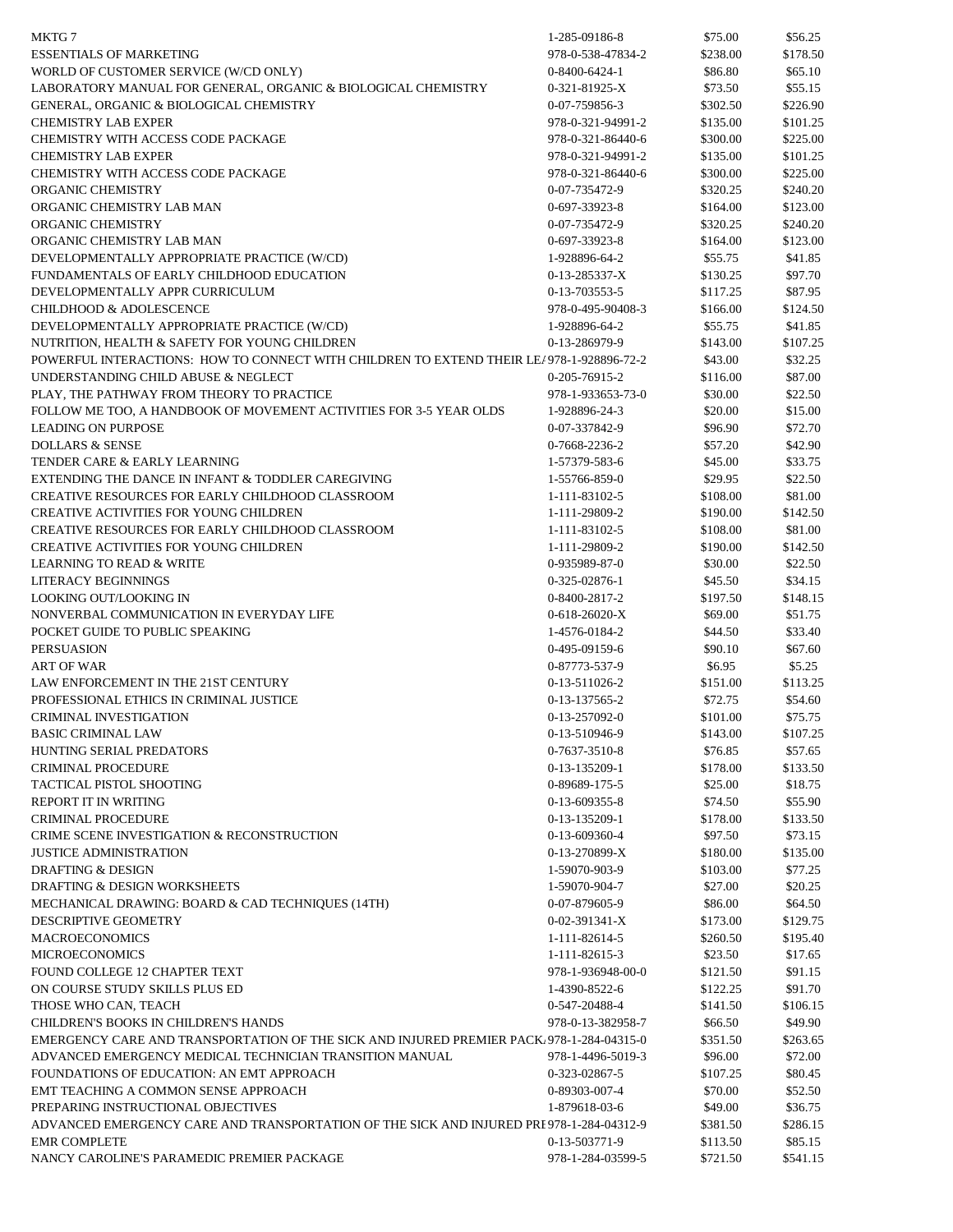| | | | |
|---|---|---|---|
| MKTG 7 | 1-285-09186-8 | $75.00 | $56.25 |
| ESSENTIALS OF MARKETING | 978-0-538-47834-2 | $238.00 | $178.50 |
| WORLD OF CUSTOMER SERVICE (W/CD ONLY) | 0-8400-6424-1 | $86.80 | $65.10 |
| LABORATORY MANUAL FOR GENERAL, ORGANIC & BIOLOGICAL CHEMISTRY | 0-321-81925-X | $73.50 | $55.15 |
| GENERAL, ORGANIC & BIOLOGICAL CHEMISTRY | 0-07-759856-3 | $302.50 | $226.90 |
| CHEMISTRY LAB EXPER | 978-0-321-94991-2 | $135.00 | $101.25 |
| CHEMISTRY WITH ACCESS CODE PACKAGE | 978-0-321-86440-6 | $300.00 | $225.00 |
| CHEMISTRY LAB EXPER | 978-0-321-94991-2 | $135.00 | $101.25 |
| CHEMISTRY WITH ACCESS CODE PACKAGE | 978-0-321-86440-6 | $300.00 | $225.00 |
| ORGANIC CHEMISTRY | 0-07-735472-9 | $320.25 | $240.20 |
| ORGANIC CHEMISTRY LAB MAN | 0-697-33923-8 | $164.00 | $123.00 |
| ORGANIC CHEMISTRY | 0-07-735472-9 | $320.25 | $240.20 |
| ORGANIC CHEMISTRY LAB MAN | 0-697-33923-8 | $164.00 | $123.00 |
| DEVELOPMENTALLY APPROPRIATE PRACTICE (W/CD) | 1-928896-64-2 | $55.75 | $41.85 |
| FUNDAMENTALS OF EARLY CHILDHOOD EDUCATION | 0-13-285337-X | $130.25 | $97.70 |
| DEVELOPMENTALLY APPR CURRICULUM | 0-13-703553-5 | $117.25 | $87.95 |
| CHILDHOOD & ADOLESCENCE | 978-0-495-90408-3 | $166.00 | $124.50 |
| DEVELOPMENTALLY APPROPRIATE PRACTICE (W/CD) | 1-928896-64-2 | $55.75 | $41.85 |
| NUTRITION, HEALTH & SAFETY FOR YOUNG CHILDREN | 0-13-286979-9 | $143.00 | $107.25 |
| POWERFUL INTERACTIONS: HOW TO CONNECT WITH CHILDREN TO EXTEND THEIR LE/ | 978-1-928896-72-2 | $43.00 | $32.25 |
| UNDERSTANDING CHILD ABUSE & NEGLECT | 0-205-76915-2 | $116.00 | $87.00 |
| PLAY, THE PATHWAY FROM THEORY TO PRACTICE | 978-1-933653-73-0 | $30.00 | $22.50 |
| FOLLOW ME TOO, A HANDBOOK OF MOVEMENT ACTIVITIES FOR 3-5 YEAR OLDS | 1-928896-24-3 | $20.00 | $15.00 |
| LEADING ON PURPOSE | 0-07-337842-9 | $96.90 | $72.70 |
| DOLLARS & SENSE | 0-7668-2236-2 | $57.20 | $42.90 |
| TENDER CARE & EARLY LEARNING | 1-57379-583-6 | $45.00 | $33.75 |
| EXTENDING THE DANCE IN INFANT & TODDLER CAREGIVING | 1-55766-859-0 | $29.95 | $22.50 |
| CREATIVE RESOURCES FOR EARLY CHILDHOOD CLASSROOM | 1-111-83102-5 | $108.00 | $81.00 |
| CREATIVE ACTIVITIES FOR YOUNG CHILDREN | 1-111-29809-2 | $190.00 | $142.50 |
| CREATIVE RESOURCES FOR EARLY CHILDHOOD CLASSROOM | 1-111-83102-5 | $108.00 | $81.00 |
| CREATIVE ACTIVITIES FOR YOUNG CHILDREN | 1-111-29809-2 | $190.00 | $142.50 |
| LEARNING TO READ & WRITE | 0-935989-87-0 | $30.00 | $22.50 |
| LITERACY BEGINNINGS | 0-325-02876-1 | $45.50 | $34.15 |
| LOOKING OUT/LOOKING IN | 0-8400-2817-2 | $197.50 | $148.15 |
| NONVERBAL COMMUNICATION IN EVERYDAY LIFE | 0-618-26020-X | $69.00 | $51.75 |
| POCKET GUIDE TO PUBLIC SPEAKING | 1-4576-0184-2 | $44.50 | $33.40 |
| PERSUASION | 0-495-09159-6 | $90.10 | $67.60 |
| ART OF WAR | 0-87773-537-9 | $6.95 | $5.25 |
| LAW ENFORCEMENT IN THE 21ST CENTURY | 0-13-511026-2 | $151.00 | $113.25 |
| PROFESSIONAL ETHICS IN CRIMINAL JUSTICE | 0-13-137565-2 | $72.75 | $54.60 |
| CRIMINAL INVESTIGATION | 0-13-257092-0 | $101.00 | $75.75 |
| BASIC CRIMINAL LAW | 0-13-510946-9 | $143.00 | $107.25 |
| HUNTING SERIAL PREDATORS | 0-7637-3510-8 | $76.85 | $57.65 |
| CRIMINAL PROCEDURE | 0-13-135209-1 | $178.00 | $133.50 |
| TACTICAL PISTOL SHOOTING | 0-89689-175-5 | $25.00 | $18.75 |
| REPORT IT IN WRITING | 0-13-609355-8 | $74.50 | $55.90 |
| CRIMINAL PROCEDURE | 0-13-135209-1 | $178.00 | $133.50 |
| CRIME SCENE INVESTIGATION & RECONSTRUCTION | 0-13-609360-4 | $97.50 | $73.15 |
| JUSTICE ADMINISTRATION | 0-13-270899-X | $180.00 | $135.00 |
| DRAFTING & DESIGN | 1-59070-903-9 | $103.00 | $77.25 |
| DRAFTING & DESIGN WORKSHEETS | 1-59070-904-7 | $27.00 | $20.25 |
| MECHANICAL DRAWING: BOARD & CAD TECHNIQUES (14TH) | 0-07-879605-9 | $86.00 | $64.50 |
| DESCRIPTIVE GEOMETRY | 0-02-391341-X | $173.00 | $129.75 |
| MACROECONOMICS | 1-111-82614-5 | $260.50 | $195.40 |
| MICROECONOMICS | 1-111-82615-3 | $23.50 | $17.65 |
| FOUND COLLEGE 12 CHAPTER TEXT | 978-1-936948-00-0 | $121.50 | $91.15 |
| ON COURSE STUDY SKILLS PLUS ED | 1-4390-8522-6 | $122.25 | $91.70 |
| THOSE WHO CAN, TEACH | 0-547-20488-4 | $141.50 | $106.15 |
| CHILDREN'S BOOKS IN CHILDREN'S HANDS | 978-0-13-382958-7 | $66.50 | $49.90 |
| EMERGENCY CARE AND TRANSPORTATION OF THE SICK AND INJURED PREMIER PACK/ | 978-1-284-04315-0 | $351.50 | $263.65 |
| ADVANCED EMERGENCY MEDICAL TECHNICIAN TRANSITION MANUAL | 978-1-4496-5019-3 | $96.00 | $72.00 |
| FOUNDATIONS OF EDUCATION: AN EMT APPROACH | 0-323-02867-5 | $107.25 | $80.45 |
| EMT TEACHING A COMMON SENSE APPROACH | 0-89303-007-4 | $70.00 | $52.50 |
| PREPARING INSTRUCTIONAL OBJECTIVES | 1-879618-03-6 | $49.00 | $36.75 |
| ADVANCED EMERGENCY CARE AND TRANSPORTATION OF THE SICK AND INJURED PRE | 978-1-284-04312-9 | $381.50 | $286.15 |
| EMR COMPLETE | 0-13-503771-9 | $113.50 | $85.15 |
| NANCY CAROLINE'S PARAMEDIC PREMIER PACKAGE | 978-1-284-03599-5 | $721.50 | $541.15 |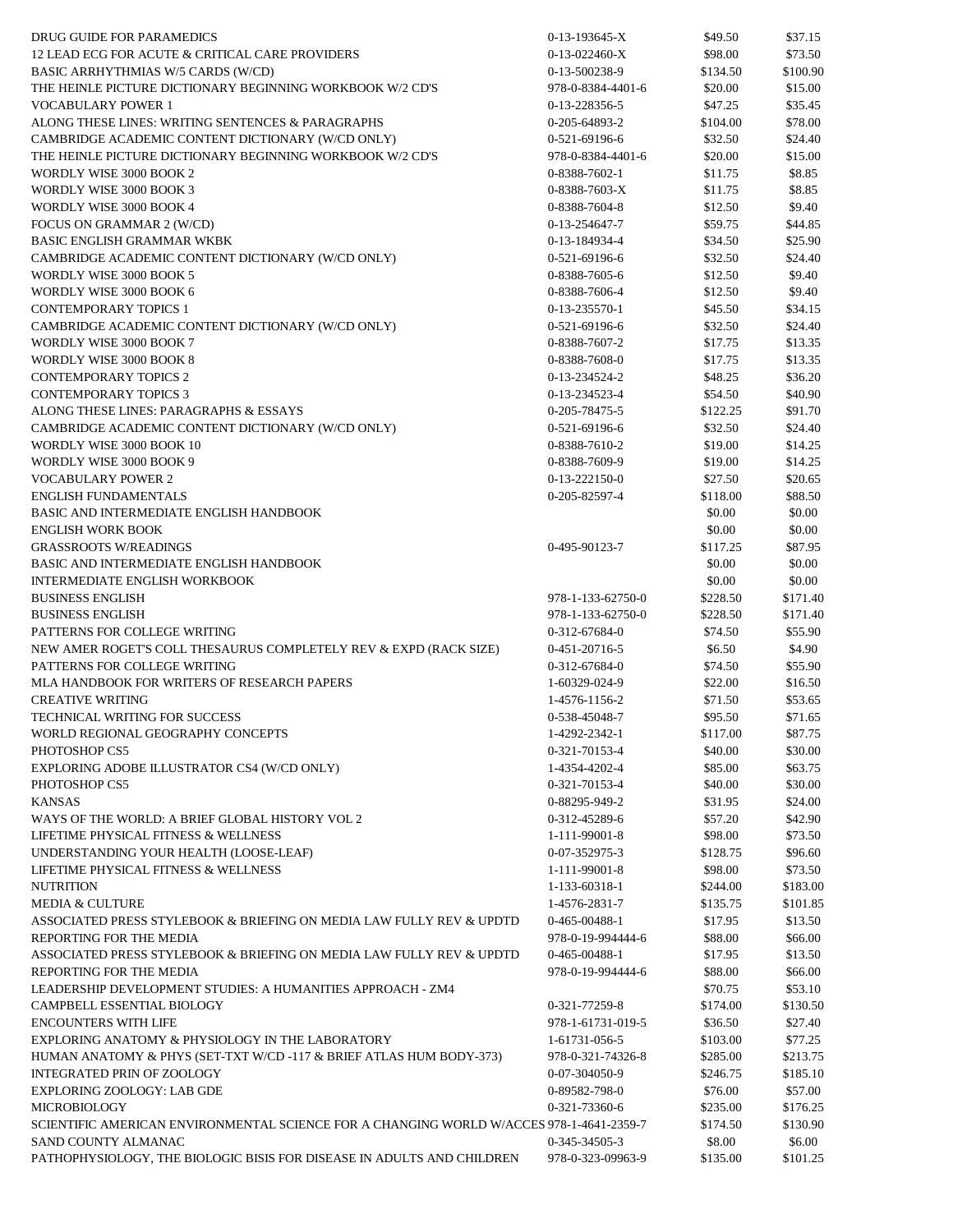| | | | |
|---|---|---|---|
| DRUG GUIDE FOR PARAMEDICS | 0-13-193645-X | $49.50 | $37.15 |
| 12 LEAD ECG FOR ACUTE & CRITICAL CARE PROVIDERS | 0-13-022460-X | $98.00 | $73.50 |
| BASIC ARRHYTHMIAS W/5 CARDS (W/CD) | 0-13-500238-9 | $134.50 | $100.90 |
| THE HEINLE PICTURE DICTIONARY BEGINNING WORKBOOK W/2 CD'S | 978-0-8384-4401-6 | $20.00 | $15.00 |
| VOCABULARY POWER 1 | 0-13-228356-5 | $47.25 | $35.45 |
| ALONG THESE LINES: WRITING SENTENCES & PARAGRAPHS | 0-205-64893-2 | $104.00 | $78.00 |
| CAMBRIDGE ACADEMIC CONTENT DICTIONARY (W/CD ONLY) | 0-521-69196-6 | $32.50 | $24.40 |
| THE HEINLE PICTURE DICTIONARY BEGINNING WORKBOOK W/2 CD'S | 978-0-8384-4401-6 | $20.00 | $15.00 |
| WORDLY WISE 3000 BOOK 2 | 0-8388-7602-1 | $11.75 | $8.85 |
| WORDLY WISE 3000 BOOK 3 | 0-8388-7603-X | $11.75 | $8.85 |
| WORDLY WISE 3000 BOOK 4 | 0-8388-7604-8 | $12.50 | $9.40 |
| FOCUS ON GRAMMAR 2 (W/CD) | 0-13-254647-7 | $59.75 | $44.85 |
| BASIC ENGLISH GRAMMAR WKBK | 0-13-184934-4 | $34.50 | $25.90 |
| CAMBRIDGE ACADEMIC CONTENT DICTIONARY (W/CD ONLY) | 0-521-69196-6 | $32.50 | $24.40 |
| WORDLY WISE 3000 BOOK 5 | 0-8388-7605-6 | $12.50 | $9.40 |
| WORDLY WISE 3000 BOOK 6 | 0-8388-7606-4 | $12.50 | $9.40 |
| CONTEMPORARY TOPICS 1 | 0-13-235570-1 | $45.50 | $34.15 |
| CAMBRIDGE ACADEMIC CONTENT DICTIONARY (W/CD ONLY) | 0-521-69196-6 | $32.50 | $24.40 |
| WORDLY WISE 3000 BOOK 7 | 0-8388-7607-2 | $17.75 | $13.35 |
| WORDLY WISE 3000 BOOK 8 | 0-8388-7608-0 | $17.75 | $13.35 |
| CONTEMPORARY TOPICS 2 | 0-13-234524-2 | $48.25 | $36.20 |
| CONTEMPORARY TOPICS 3 | 0-13-234523-4 | $54.50 | $40.90 |
| ALONG THESE LINES: PARAGRAPHS & ESSAYS | 0-205-78475-5 | $122.25 | $91.70 |
| CAMBRIDGE ACADEMIC CONTENT DICTIONARY (W/CD ONLY) | 0-521-69196-6 | $32.50 | $24.40 |
| WORDLY WISE 3000 BOOK 10 | 0-8388-7610-2 | $19.00 | $14.25 |
| WORDLY WISE 3000 BOOK 9 | 0-8388-7609-9 | $19.00 | $14.25 |
| VOCABULARY POWER 2 | 0-13-222150-0 | $27.50 | $20.65 |
| ENGLISH FUNDAMENTALS | 0-205-82597-4 | $118.00 | $88.50 |
| BASIC AND INTERMEDIATE ENGLISH HANDBOOK | | $0.00 | $0.00 |
| ENGLISH WORK BOOK | | $0.00 | $0.00 |
| GRASSROOTS W/READINGS | 0-495-90123-7 | $117.25 | $87.95 |
| BASIC AND INTERMEDIATE ENGLISH HANDBOOK | | $0.00 | $0.00 |
| INTERMEDIATE ENGLISH WORKBOOK | | $0.00 | $0.00 |
| BUSINESS ENGLISH | 978-1-133-62750-0 | $228.50 | $171.40 |
| BUSINESS ENGLISH | 978-1-133-62750-0 | $228.50 | $171.40 |
| PATTERNS FOR COLLEGE WRITING | 0-312-67684-0 | $74.50 | $55.90 |
| NEW AMER ROGET'S COLL THESAURUS COMPLETELY REV & EXPD (RACK SIZE) | 0-451-20716-5 | $6.50 | $4.90 |
| PATTERNS FOR COLLEGE WRITING | 0-312-67684-0 | $74.50 | $55.90 |
| MLA HANDBOOK FOR WRITERS OF RESEARCH PAPERS | 1-60329-024-9 | $22.00 | $16.50 |
| CREATIVE WRITING | 1-4576-1156-2 | $71.50 | $53.65 |
| TECHNICAL WRITING FOR SUCCESS | 0-538-45048-7 | $95.50 | $71.65 |
| WORLD REGIONAL GEOGRAPHY CONCEPTS | 1-4292-2342-1 | $117.00 | $87.75 |
| PHOTOSHOP CS5 | 0-321-70153-4 | $40.00 | $30.00 |
| EXPLORING ADOBE ILLUSTRATOR CS4 (W/CD ONLY) | 1-4354-4202-4 | $85.00 | $63.75 |
| PHOTOSHOP CS5 | 0-321-70153-4 | $40.00 | $30.00 |
| KANSAS | 0-88295-949-2 | $31.95 | $24.00 |
| WAYS OF THE WORLD: A BRIEF GLOBAL HISTORY VOL 2 | 0-312-45289-6 | $57.20 | $42.90 |
| LIFETIME PHYSICAL FITNESS & WELLNESS | 1-111-99001-8 | $98.00 | $73.50 |
| UNDERSTANDING YOUR HEALTH (LOOSE-LEAF) | 0-07-352975-3 | $128.75 | $96.60 |
| LIFETIME PHYSICAL FITNESS & WELLNESS | 1-111-99001-8 | $98.00 | $73.50 |
| NUTRITION | 1-133-60318-1 | $244.00 | $183.00 |
| MEDIA & CULTURE | 1-4576-2831-7 | $135.75 | $101.85 |
| ASSOCIATED PRESS STYLEBOOK & BRIEFING ON MEDIA LAW FULLY REV & UPDTD | 0-465-00488-1 | $17.95 | $13.50 |
| REPORTING FOR THE MEDIA | 978-0-19-994444-6 | $88.00 | $66.00 |
| ASSOCIATED PRESS STYLEBOOK & BRIEFING ON MEDIA LAW FULLY REV & UPDTD | 0-465-00488-1 | $17.95 | $13.50 |
| REPORTING FOR THE MEDIA | 978-0-19-994444-6 | $88.00 | $66.00 |
| LEADERSHIP DEVELOPMENT STUDIES: A HUMANITIES APPROACH - ZM4 | | $70.75 | $53.10 |
| CAMPBELL ESSENTIAL BIOLOGY | 0-321-77259-8 | $174.00 | $130.50 |
| ENCOUNTERS WITH LIFE | 978-1-61731-019-5 | $36.50 | $27.40 |
| EXPLORING ANATOMY & PHYSIOLOGY IN THE LABORATORY | 1-61731-056-5 | $103.00 | $77.25 |
| HUMAN ANATOMY & PHYS (SET-TXT W/CD -117 & BRIEF ATLAS HUM BODY-373) | 978-0-321-74326-8 | $285.00 | $213.75 |
| INTEGRATED PRIN OF ZOOLOGY | 0-07-304050-9 | $246.75 | $185.10 |
| EXPLORING ZOOLOGY: LAB GDE | 0-89582-798-0 | $76.00 | $57.00 |
| MICROBIOLOGY | 0-321-73360-6 | $235.00 | $176.25 |
| SCIENTIFIC AMERICAN ENVIRONMENTAL SCIENCE FOR A CHANGING WORLD W/ACCES | 978-1-4641-2359-7 | $174.50 | $130.90 |
| SAND COUNTY ALMANAC | 0-345-34505-3 | $8.00 | $6.00 |
| PATHOPHYSIOLOGY, THE BIOLOGIC BISIS FOR DISEASE IN ADULTS AND CHILDREN | 978-0-323-09963-9 | $135.00 | $101.25 |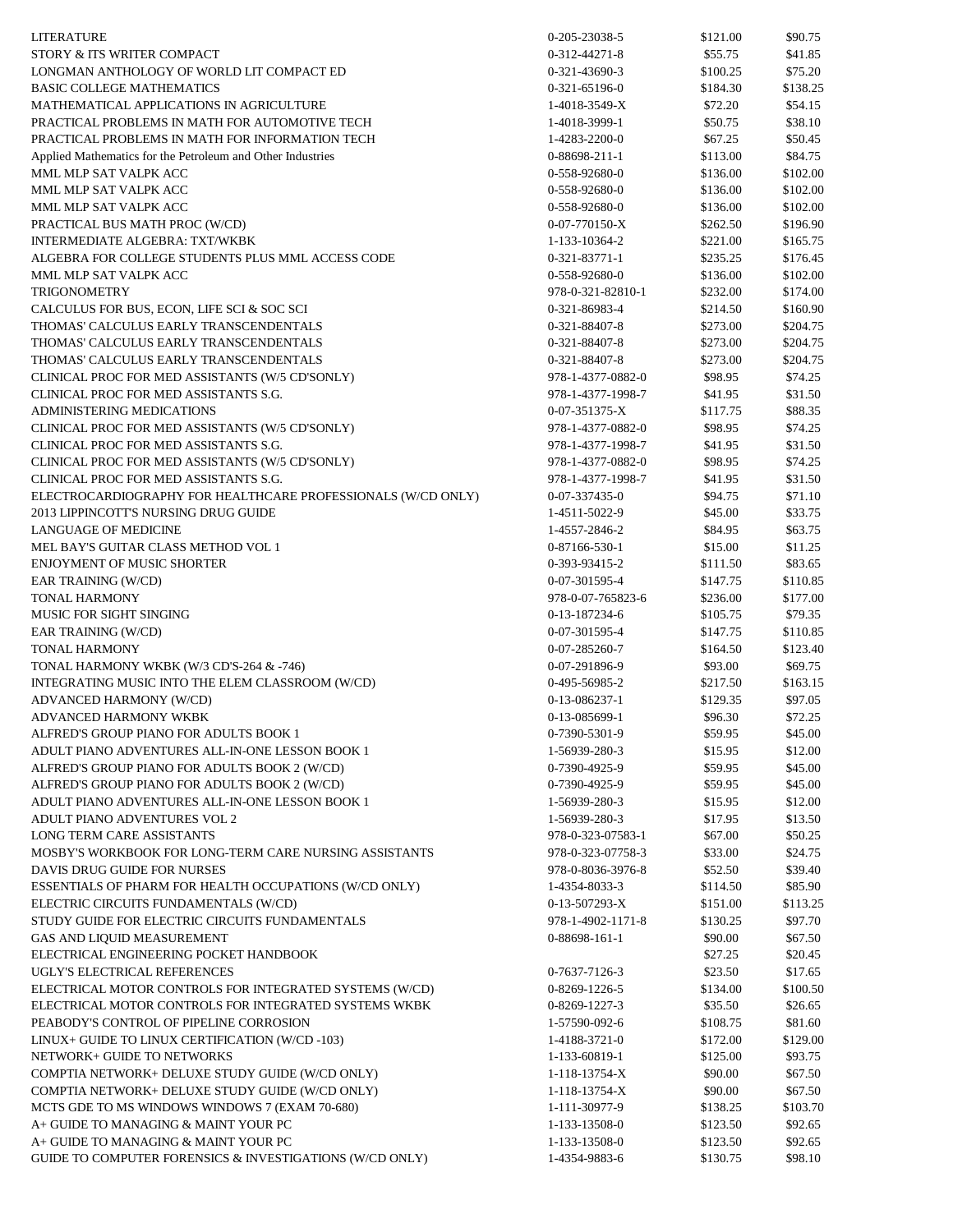| | | | |
|---|---|---|---|
| LITERATURE | 0-205-23038-5 | $121.00 | $90.75 |
| STORY & ITS WRITER COMPACT | 0-312-44271-8 | $55.75 | $41.85 |
| LONGMAN ANTHOLOGY OF WORLD LIT COMPACT ED | 0-321-43690-3 | $100.25 | $75.20 |
| BASIC COLLEGE MATHEMATICS | 0-321-65196-0 | $184.30 | $138.25 |
| MATHEMATICAL APPLICATIONS IN AGRICULTURE | 1-4018-3549-X | $72.20 | $54.15 |
| PRACTICAL PROBLEMS IN MATH FOR AUTOMOTIVE TECH | 1-4018-3999-1 | $50.75 | $38.10 |
| PRACTICAL PROBLEMS IN MATH FOR INFORMATION TECH | 1-4283-2200-0 | $67.25 | $50.45 |
| Applied Mathematics for the Petroleum and Other Industries | 0-88698-211-1 | $113.00 | $84.75 |
| MML MLP SAT VALPK ACC | 0-558-92680-0 | $136.00 | $102.00 |
| MML MLP SAT VALPK ACC | 0-558-92680-0 | $136.00 | $102.00 |
| MML MLP SAT VALPK ACC | 0-558-92680-0 | $136.00 | $102.00 |
| PRACTICAL BUS MATH PROC (W/CD) | 0-07-770150-X | $262.50 | $196.90 |
| INTERMEDIATE ALGEBRA: TXT/WKBK | 1-133-10364-2 | $221.00 | $165.75 |
| ALGEBRA FOR COLLEGE STUDENTS PLUS MML ACCESS CODE | 0-321-83771-1 | $235.25 | $176.45 |
| MML MLP SAT VALPK ACC | 0-558-92680-0 | $136.00 | $102.00 |
| TRIGONOMETRY | 978-0-321-82810-1 | $232.00 | $174.00 |
| CALCULUS FOR BUS, ECON, LIFE SCI & SOC SCI | 0-321-86983-4 | $214.50 | $160.90 |
| THOMAS' CALCULUS EARLY TRANSCENDENTALS | 0-321-88407-8 | $273.00 | $204.75 |
| THOMAS' CALCULUS EARLY TRANSCENDENTALS | 0-321-88407-8 | $273.00 | $204.75 |
| THOMAS' CALCULUS EARLY TRANSCENDENTALS | 0-321-88407-8 | $273.00 | $204.75 |
| CLINICAL PROC FOR MED ASSISTANTS (W/5 CD'SONLY) | 978-1-4377-0882-0 | $98.95 | $74.25 |
| CLINICAL PROC FOR MED ASSISTANTS S.G. | 978-1-4377-1998-7 | $41.95 | $31.50 |
| ADMINISTERING MEDICATIONS | 0-07-351375-X | $117.75 | $88.35 |
| CLINICAL PROC FOR MED ASSISTANTS (W/5 CD'SONLY) | 978-1-4377-0882-0 | $98.95 | $74.25 |
| CLINICAL PROC FOR MED ASSISTANTS S.G. | 978-1-4377-1998-7 | $41.95 | $31.50 |
| CLINICAL PROC FOR MED ASSISTANTS (W/5 CD'SONLY) | 978-1-4377-0882-0 | $98.95 | $74.25 |
| CLINICAL PROC FOR MED ASSISTANTS S.G. | 978-1-4377-1998-7 | $41.95 | $31.50 |
| ELECTROCARDIOGRAPHY FOR HEALTHCARE PROFESSIONALS (W/CD ONLY) | 0-07-337435-0 | $94.75 | $71.10 |
| 2013 LIPPINCOTT'S NURSING DRUG GUIDE | 1-4511-5022-9 | $45.00 | $33.75 |
| LANGUAGE OF MEDICINE | 1-4557-2846-2 | $84.95 | $63.75 |
| MEL BAY'S GUITAR CLASS METHOD VOL 1 | 0-87166-530-1 | $15.00 | $11.25 |
| ENJOYMENT OF MUSIC SHORTER | 0-393-93415-2 | $111.50 | $83.65 |
| EAR TRAINING (W/CD) | 0-07-301595-4 | $147.75 | $110.85 |
| TONAL HARMONY | 978-0-07-765823-6 | $236.00 | $177.00 |
| MUSIC FOR SIGHT SINGING | 0-13-187234-6 | $105.75 | $79.35 |
| EAR TRAINING (W/CD) | 0-07-301595-4 | $147.75 | $110.85 |
| TONAL HARMONY | 0-07-285260-7 | $164.50 | $123.40 |
| TONAL HARMONY WKBK (W/3 CD'S-264 & -746) | 0-07-291896-9 | $93.00 | $69.75 |
| INTEGRATING MUSIC INTO THE ELEM CLASSROOM (W/CD) | 0-495-56985-2 | $217.50 | $163.15 |
| ADVANCED HARMONY (W/CD) | 0-13-086237-1 | $129.35 | $97.05 |
| ADVANCED HARMONY WKBK | 0-13-085699-1 | $96.30 | $72.25 |
| ALFRED'S GROUP PIANO FOR ADULTS BOOK 1 | 0-7390-5301-9 | $59.95 | $45.00 |
| ADULT PIANO ADVENTURES ALL-IN-ONE LESSON BOOK 1 | 1-56939-280-3 | $15.95 | $12.00 |
| ALFRED'S GROUP PIANO FOR ADULTS BOOK 2 (W/CD) | 0-7390-4925-9 | $59.95 | $45.00 |
| ALFRED'S GROUP PIANO FOR ADULTS BOOK 2 (W/CD) | 0-7390-4925-9 | $59.95 | $45.00 |
| ADULT PIANO ADVENTURES ALL-IN-ONE LESSON BOOK 1 | 1-56939-280-3 | $15.95 | $12.00 |
| ADULT PIANO ADVENTURES VOL 2 | 1-56939-280-3 | $17.95 | $13.50 |
| LONG TERM CARE ASSISTANTS | 978-0-323-07583-1 | $67.00 | $50.25 |
| MOSBY'S WORKBOOK FOR LONG-TERM CARE NURSING ASSISTANTS | 978-0-323-07758-3 | $33.00 | $24.75 |
| DAVIS DRUG GUIDE FOR NURSES | 978-0-8036-3976-8 | $52.50 | $39.40 |
| ESSENTIALS OF PHARM FOR HEALTH OCCUPATIONS (W/CD ONLY) | 1-4354-8033-3 | $114.50 | $85.90 |
| ELECTRIC CIRCUITS FUNDAMENTALS (W/CD) | 0-13-507293-X | $151.00 | $113.25 |
| STUDY GUIDE FOR ELECTRIC CIRCUITS FUNDAMENTALS | 978-1-4902-1171-8 | $130.25 | $97.70 |
| GAS AND LIQUID MEASUREMENT | 0-88698-161-1 | $90.00 | $67.50 |
| ELECTRICAL ENGINEERING POCKET HANDBOOK | | $27.25 | $20.45 |
| UGLY'S ELECTRICAL REFERENCES | 0-7637-7126-3 | $23.50 | $17.65 |
| ELECTRICAL MOTOR CONTROLS FOR INTEGRATED SYSTEMS (W/CD) | 0-8269-1226-5 | $134.00 | $100.50 |
| ELECTRICAL MOTOR CONTROLS FOR INTEGRATED SYSTEMS WKBK | 0-8269-1227-3 | $35.50 | $26.65 |
| PEABODY'S CONTROL OF PIPELINE CORROSION | 1-57590-092-6 | $108.75 | $81.60 |
| LINUX+ GUIDE TO LINUX CERTIFICATION (W/CD -103) | 1-4188-3721-0 | $172.00 | $129.00 |
| NETWORK+ GUIDE TO NETWORKS | 1-133-60819-1 | $125.00 | $93.75 |
| COMPTIA NETWORK+ DELUXE STUDY GUIDE (W/CD ONLY) | 1-118-13754-X | $90.00 | $67.50 |
| COMPTIA NETWORK+ DELUXE STUDY GUIDE (W/CD ONLY) | 1-118-13754-X | $90.00 | $67.50 |
| MCTS GDE TO MS WINDOWS WINDOWS 7 (EXAM 70-680) | 1-111-30977-9 | $138.25 | $103.70 |
| A+ GUIDE TO MANAGING & MAINT YOUR PC | 1-133-13508-0 | $123.50 | $92.65 |
| A+ GUIDE TO MANAGING & MAINT YOUR PC | 1-133-13508-0 | $123.50 | $92.65 |
| GUIDE TO COMPUTER FORENSICS & INVESTIGATIONS (W/CD ONLY) | 1-4354-9883-6 | $130.75 | $98.10 |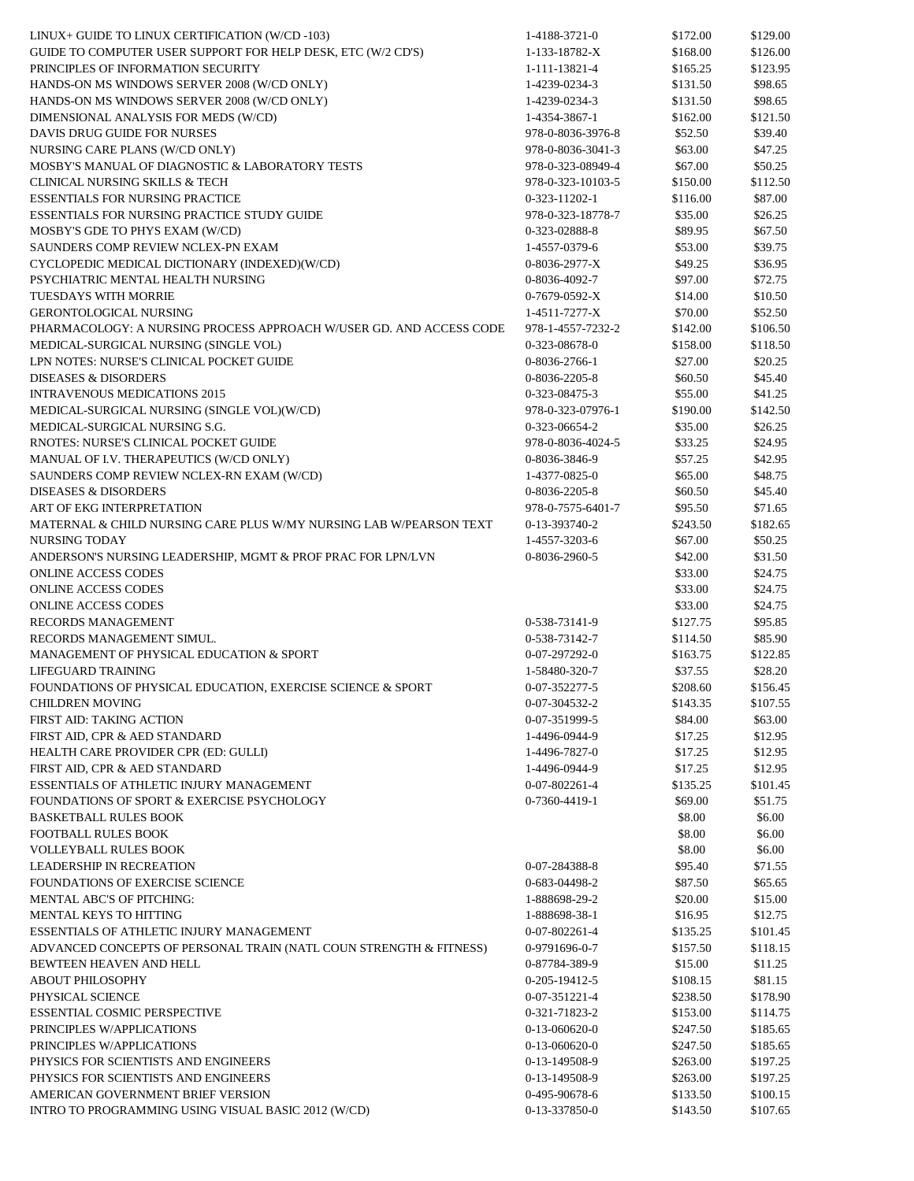| | | | |
|---|---|---|---|
| LINUX+ GUIDE TO LINUX CERTIFICATION (W/CD -103) | 1-4188-3721-0 | $172.00 | $129.00 |
| GUIDE TO COMPUTER USER SUPPORT FOR HELP DESK, ETC (W/2 CD'S) | 1-133-18782-X | $168.00 | $126.00 |
| PRINCIPLES OF INFORMATION SECURITY | 1-111-13821-4 | $165.25 | $123.95 |
| HANDS-ON MS WINDOWS SERVER 2008 (W/CD ONLY) | 1-4239-0234-3 | $131.50 | $98.65 |
| HANDS-ON MS WINDOWS SERVER 2008 (W/CD ONLY) | 1-4239-0234-3 | $131.50 | $98.65 |
| DIMENSIONAL ANALYSIS FOR MEDS (W/CD) | 1-4354-3867-1 | $162.00 | $121.50 |
| DAVIS DRUG GUIDE FOR NURSES | 978-0-8036-3976-8 | $52.50 | $39.40 |
| NURSING CARE PLANS (W/CD ONLY) | 978-0-8036-3041-3 | $63.00 | $47.25 |
| MOSBY'S MANUAL OF DIAGNOSTIC & LABORATORY TESTS | 978-0-323-08949-4 | $67.00 | $50.25 |
| CLINICAL NURSING SKILLS & TECH | 978-0-323-10103-5 | $150.00 | $112.50 |
| ESSENTIALS FOR NURSING PRACTICE | 0-323-11202-1 | $116.00 | $87.00 |
| ESSENTIALS FOR NURSING PRACTICE STUDY GUIDE | 978-0-323-18778-7 | $35.00 | $26.25 |
| MOSBY'S GDE TO PHYS EXAM (W/CD) | 0-323-02888-8 | $89.95 | $67.50 |
| SAUNDERS COMP REVIEW NCLEX-PN EXAM | 1-4557-0379-6 | $53.00 | $39.75 |
| CYCLOPEDIC MEDICAL DICTIONARY (INDEXED)(W/CD) | 0-8036-2977-X | $49.25 | $36.95 |
| PSYCHIATRIC MENTAL HEALTH NURSING | 0-8036-4092-7 | $97.00 | $72.75 |
| TUESDAYS WITH MORRIE | 0-7679-0592-X | $14.00 | $10.50 |
| GERONTOLOGICAL NURSING | 1-4511-7277-X | $70.00 | $52.50 |
| PHARMACOLOGY: A NURSING PROCESS APPROACH W/USER GD. AND ACCESS CODE | 978-1-4557-7232-2 | $142.00 | $106.50 |
| MEDICAL-SURGICAL NURSING (SINGLE VOL) | 0-323-08678-0 | $158.00 | $118.50 |
| LPN NOTES: NURSE'S CLINICAL POCKET GUIDE | 0-8036-2766-1 | $27.00 | $20.25 |
| DISEASES & DISORDERS | 0-8036-2205-8 | $60.50 | $45.40 |
| INTRAVENOUS MEDICATIONS 2015 | 0-323-08475-3 | $55.00 | $41.25 |
| MEDICAL-SURGICAL NURSING (SINGLE VOL)(W/CD) | 978-0-323-07976-1 | $190.00 | $142.50 |
| MEDICAL-SURGICAL NURSING S.G. | 0-323-06654-2 | $35.00 | $26.25 |
| RNOTES: NURSE'S CLINICAL POCKET GUIDE | 978-0-8036-4024-5 | $33.25 | $24.95 |
| MANUAL OF I.V. THERAPEUTICS (W/CD ONLY) | 0-8036-3846-9 | $57.25 | $42.95 |
| SAUNDERS COMP REVIEW NCLEX-RN EXAM (W/CD) | 1-4377-0825-0 | $65.00 | $48.75 |
| DISEASES & DISORDERS | 0-8036-2205-8 | $60.50 | $45.40 |
| ART OF EKG INTERPRETATION | 978-0-7575-6401-7 | $95.50 | $71.65 |
| MATERNAL & CHILD NURSING CARE PLUS W/MY NURSING LAB W/PEARSON TEXT | 0-13-393740-2 | $243.50 | $182.65 |
| NURSING TODAY | 1-4557-3203-6 | $67.00 | $50.25 |
| ANDERSON'S NURSING LEADERSHIP, MGMT & PROF PRAC FOR LPN/LVN | 0-8036-2960-5 | $42.00 | $31.50 |
| ONLINE ACCESS CODES | | $33.00 | $24.75 |
| ONLINE ACCESS CODES | | $33.00 | $24.75 |
| ONLINE ACCESS CODES | | $33.00 | $24.75 |
| RECORDS MANAGEMENT | 0-538-73141-9 | $127.75 | $95.85 |
| RECORDS MANAGEMENT SIMUL. | 0-538-73142-7 | $114.50 | $85.90 |
| MANAGEMENT OF PHYSICAL EDUCATION & SPORT | 0-07-297292-0 | $163.75 | $122.85 |
| LIFEGUARD TRAINING | 1-58480-320-7 | $37.55 | $28.20 |
| FOUNDATIONS OF PHYSICAL EDUCATION, EXERCISE SCIENCE & SPORT | 0-07-352277-5 | $208.60 | $156.45 |
| CHILDREN MOVING | 0-07-304532-2 | $143.35 | $107.55 |
| FIRST AID: TAKING ACTION | 0-07-351999-5 | $84.00 | $63.00 |
| FIRST AID, CPR & AED STANDARD | 1-4496-0944-9 | $17.25 | $12.95 |
| HEALTH CARE PROVIDER CPR (ED: GULLI) | 1-4496-7827-0 | $17.25 | $12.95 |
| FIRST AID, CPR & AED STANDARD | 1-4496-0944-9 | $17.25 | $12.95 |
| ESSENTIALS OF ATHLETIC INJURY MANAGEMENT | 0-07-802261-4 | $135.25 | $101.45 |
| FOUNDATIONS OF SPORT & EXERCISE PSYCHOLOGY | 0-7360-4419-1 | $69.00 | $51.75 |
| BASKETBALL RULES BOOK | | $8.00 | $6.00 |
| FOOTBALL RULES BOOK | | $8.00 | $6.00 |
| VOLLEYBALL RULES BOOK | | $8.00 | $6.00 |
| LEADERSHIP IN RECREATION | 0-07-284388-8 | $95.40 | $71.55 |
| FOUNDATIONS OF EXERCISE SCIENCE | 0-683-04498-2 | $87.50 | $65.65 |
| MENTAL ABC'S OF PITCHING: | 1-888698-29-2 | $20.00 | $15.00 |
| MENTAL KEYS TO HITTING | 1-888698-38-1 | $16.95 | $12.75 |
| ESSENTIALS OF ATHLETIC INJURY MANAGEMENT | 0-07-802261-4 | $135.25 | $101.45 |
| ADVANCED CONCEPTS OF PERSONAL TRAIN (NATL COUN STRENGTH & FITNESS) | 0-9791696-0-7 | $157.50 | $118.15 |
| BEWTEEN HEAVEN AND HELL | 0-87784-389-9 | $15.00 | $11.25 |
| ABOUT PHILOSOPHY | 0-205-19412-5 | $108.15 | $81.15 |
| PHYSICAL SCIENCE | 0-07-351221-4 | $238.50 | $178.90 |
| ESSENTIAL COSMIC PERSPECTIVE | 0-321-71823-2 | $153.00 | $114.75 |
| PRINCIPLES W/APPLICATIONS | 0-13-060620-0 | $247.50 | $185.65 |
| PRINCIPLES W/APPLICATIONS | 0-13-060620-0 | $247.50 | $185.65 |
| PHYSICS FOR SCIENTISTS AND ENGINEERS | 0-13-149508-9 | $263.00 | $197.25 |
| PHYSICS FOR SCIENTISTS AND ENGINEERS | 0-13-149508-9 | $263.00 | $197.25 |
| AMERICAN GOVERNMENT BRIEF VERSION | 0-495-90678-6 | $133.50 | $100.15 |
| INTRO TO PROGRAMMING USING VISUAL BASIC 2012 (W/CD) | 0-13-337850-0 | $143.50 | $107.65 |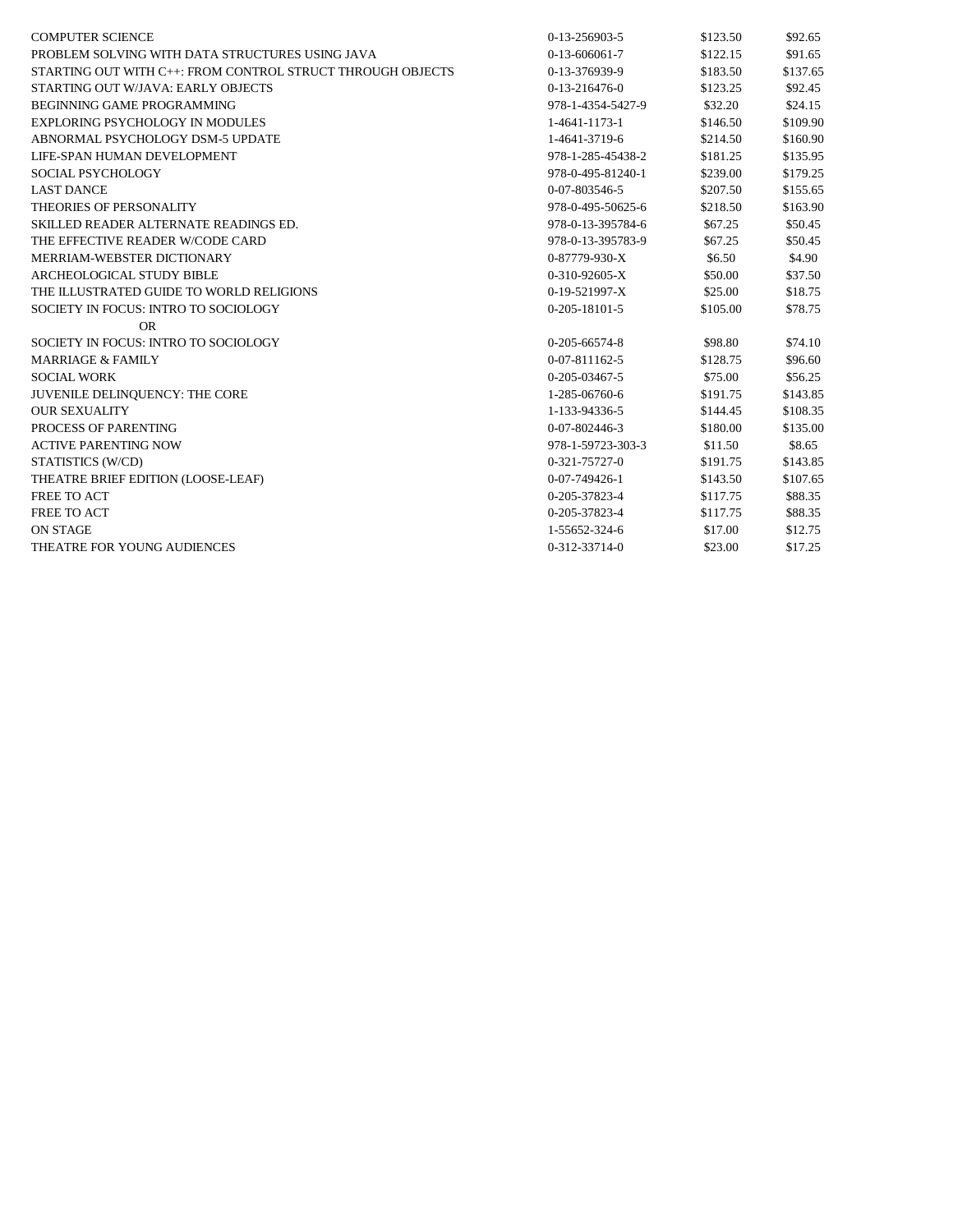| | | | |
|---|---|---|---|
| COMPUTER SCIENCE | 0-13-256903-5 | $123.50 | $92.65 |
| PROBLEM SOLVING WITH DATA STRUCTURES USING JAVA | 0-13-606061-7 | $122.15 | $91.65 |
| STARTING OUT WITH C++: FROM CONTROL STRUCT THROUGH OBJECTS | 0-13-376939-9 | $183.50 | $137.65 |
| STARTING OUT W/JAVA: EARLY OBJECTS | 0-13-216476-0 | $123.25 | $92.45 |
| BEGINNING GAME PROGRAMMING | 978-1-4354-5427-9 | $32.20 | $24.15 |
| EXPLORING PSYCHOLOGY IN MODULES | 1-4641-1173-1 | $146.50 | $109.90 |
| ABNORMAL PSYCHOLOGY DSM-5 UPDATE | 1-4641-3719-6 | $214.50 | $160.90 |
| LIFE-SPAN HUMAN DEVELOPMENT | 978-1-285-45438-2 | $181.25 | $135.95 |
| SOCIAL PSYCHOLOGY | 978-0-495-81240-1 | $239.00 | $179.25 |
| LAST DANCE | 0-07-803546-5 | $207.50 | $155.65 |
| THEORIES OF PERSONALITY | 978-0-495-50625-6 | $218.50 | $163.90 |
| SKILLED READER ALTERNATE READINGS ED. | 978-0-13-395784-6 | $67.25 | $50.45 |
| THE EFFECTIVE READER W/CODE CARD | 978-0-13-395783-9 | $67.25 | $50.45 |
| MERRIAM-WEBSTER DICTIONARY | 0-87779-930-X | $6.50 | $4.90 |
| ARCHEOLOGICAL STUDY BIBLE | 0-310-92605-X | $50.00 | $37.50 |
| THE ILLUSTRATED GUIDE TO WORLD RELIGIONS | 0-19-521997-X | $25.00 | $18.75 |
| SOCIETY IN FOCUS: INTRO TO SOCIOLOGY | 0-205-18101-5 | $105.00 | $78.75 |
| OR | | | |
| SOCIETY IN FOCUS: INTRO TO SOCIOLOGY | 0-205-66574-8 | $98.80 | $74.10 |
| MARRIAGE & FAMILY | 0-07-811162-5 | $128.75 | $96.60 |
| SOCIAL WORK | 0-205-03467-5 | $75.00 | $56.25 |
| JUVENILE DELINQUENCY: THE CORE | 1-285-06760-6 | $191.75 | $143.85 |
| OUR SEXUALITY | 1-133-94336-5 | $144.45 | $108.35 |
| PROCESS OF PARENTING | 0-07-802446-3 | $180.00 | $135.00 |
| ACTIVE PARENTING NOW | 978-1-59723-303-3 | $11.50 | $8.65 |
| STATISTICS (W/CD) | 0-321-75727-0 | $191.75 | $143.85 |
| THEATRE BRIEF EDITION (LOOSE-LEAF) | 0-07-749426-1 | $143.50 | $107.65 |
| FREE TO ACT | 0-205-37823-4 | $117.75 | $88.35 |
| FREE TO ACT | 0-205-37823-4 | $117.75 | $88.35 |
| ON STAGE | 1-55652-324-6 | $17.00 | $12.75 |
| THEATRE FOR YOUNG AUDIENCES | 0-312-33714-0 | $23.00 | $17.25 |